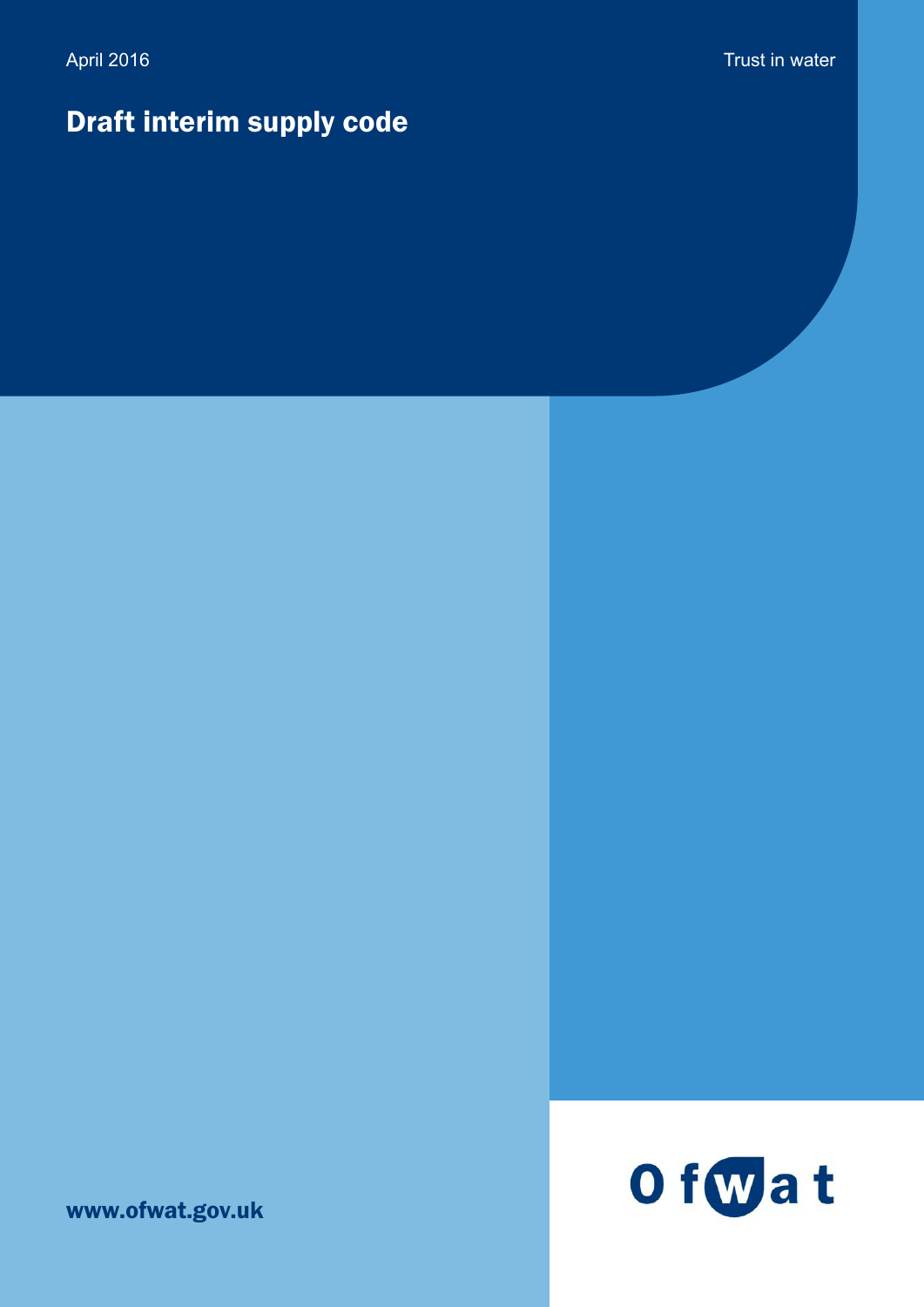April 2016

Trust in water

# Draft interim supply code

www.ofwat.gov.uk

Ofwat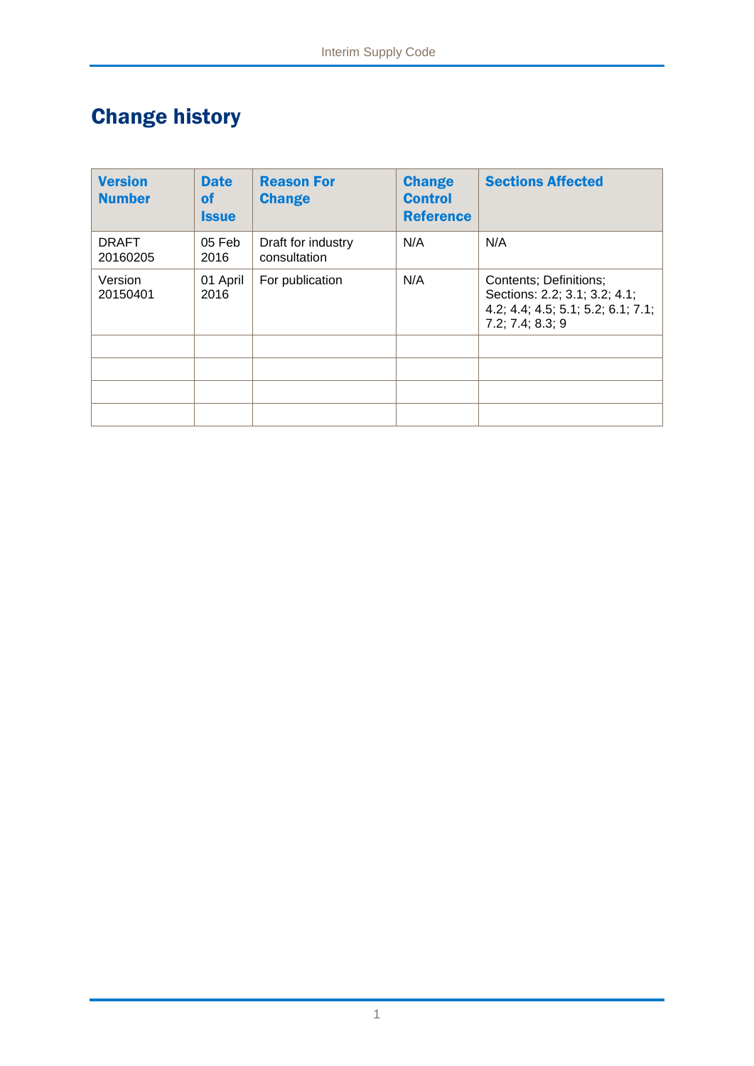# Change history

| Version Number | Date of Issue | Reason For Change | Change Control Reference | Sections Affected |
|---|---|---|---|---|
| DRAFT 20160205 | 05 Feb 2016 | Draft for industry consultation | N/A | N/A |
| Version 20150401 | 01 April 2016 | For publication | N/A | Contents; Definitions; Sections: 2.2; 3.1; 3.2; 4.1; 4.2; 4.4; 4.5; 5.1; 5.2; 6.1; 7.1; 7.2; 7.4; 8.3; 9 |
| | | | | |
| | | | | |
| | | | | |
| | | | | |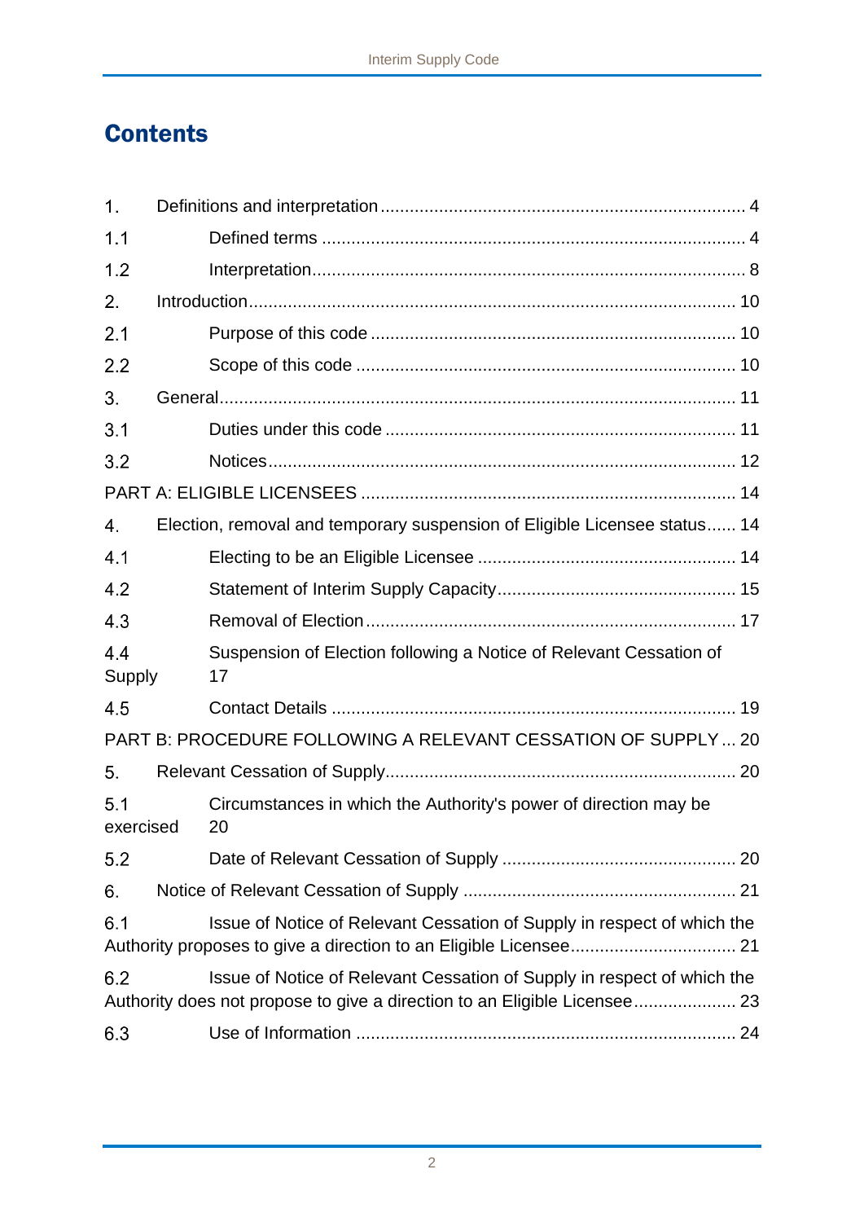# Contents

1. Definitions and interpretation .......................................................................... 4
1.1 Defined terms ...................................................................................... 4
1.2 Interpretation ....................................................................................... 8
2. Introduction .................................................................................................. 10
2.1 Purpose of this code ........................................................................... 10
2.2 Scope of this code .............................................................................. 10
3. General ......................................................................................................... 11
3.1 Duties under this code ........................................................................ 11
3.2 Notices ................................................................................................ 12

PART A: ELIGIBLE LICENSEES ............................................................................ 14

4. Election, removal and temporary suspension of Eligible Licensee status ...... 14
4.1 Electing to be an Eligible Licensee ..................................................... 14
4.2 Statement of Interim Supply Capacity ................................................. 15
4.3 Removal of Election ............................................................................ 17
4.4 Suspension of Election following a Notice of Relevant Cessation of Supply 17
4.5 Contact Details .................................................................................... 19

PART B: PROCEDURE FOLLOWING A RELEVANT CESSATION OF SUPPLY ... 20

5. Relevant Cessation of Supply ........................................................................ 20
5.1 Circumstances in which the Authority's power of direction may be exercised 20
5.2 Date of Relevant Cessation of Supply ................................................ 20
6. Notice of Relevant Cessation of Supply ........................................................ 21
6.1 Issue of Notice of Relevant Cessation of Supply in respect of which the Authority proposes to give a direction to an Eligible Licensee .................................. 21
6.2 Issue of Notice of Relevant Cessation of Supply in respect of which the Authority does not propose to give a direction to an Eligible Licensee ..................... 23
6.3 Use of Information .............................................................................. 24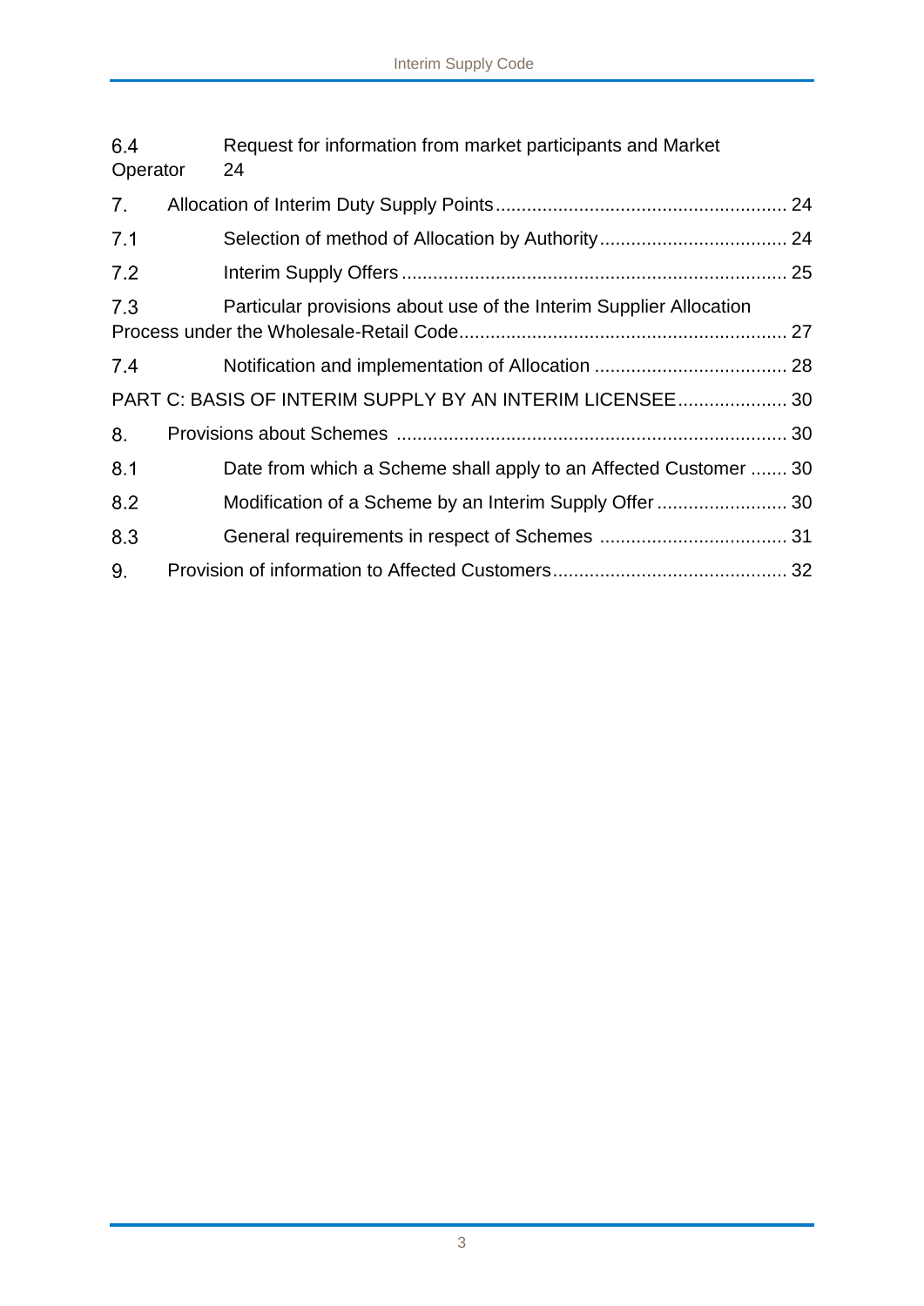6.4 Request for information from market participants and Market Operator 24

7. Allocation of Interim Duty Supply Points ........................................................ 24

7.1 Selection of method of Allocation by Authority .................................... 24

7.2 Interim Supply Offers ......................................................................... 25

7.3 Particular provisions about use of the Interim Supplier Allocation Process under the Wholesale-Retail Code.............................................................. 27

7.4 Notification and implementation of Allocation ..................................... 28

PART C: BASIS OF INTERIM SUPPLY BY AN INTERIM LICENSEE..................... 30

8. Provisions about Schemes .......................................................................... 30

8.1 Date from which a Scheme shall apply to an Affected Customer ....... 30

8.2 Modification of a Scheme by an Interim Supply Offer ......................... 30

8.3 General requirements in respect of Schemes .................................... 31

9. Provision of information to Affected Customers............................................. 32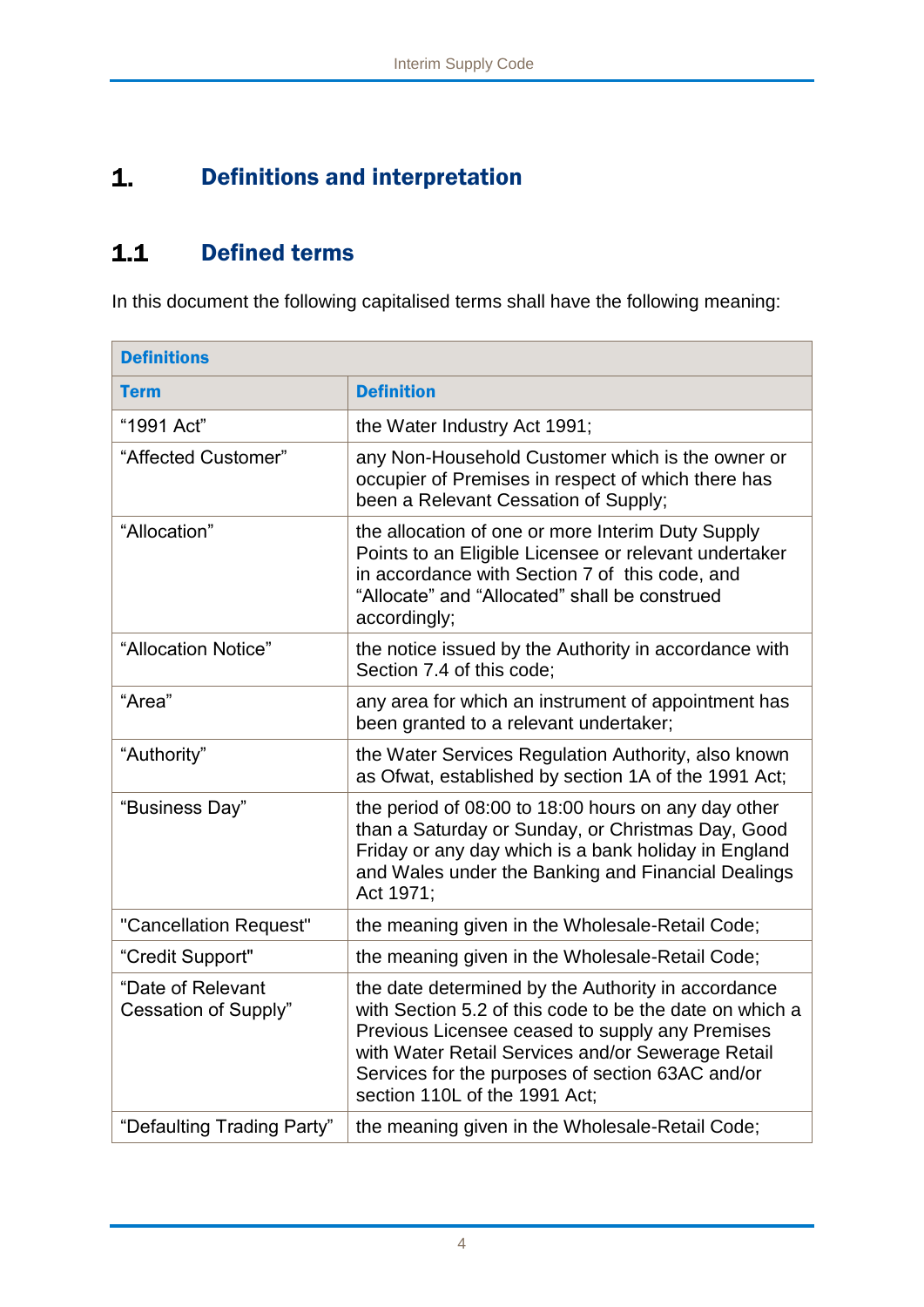# 1. Definitions and interpretation

## 1.1 Defined terms

In this document the following capitalised terms shall have the following meaning:

| Definitions | |
|---|---|
| **Term** | **Definition** |
| “1991 Act” | the Water Industry Act 1991; |
| “Affected Customer” | any Non-Household Customer which is the owner or occupier of Premises in respect of which there has been a Relevant Cessation of Supply; |
| “Allocation” | the allocation of one or more Interim Duty Supply Points to an Eligible Licensee or relevant undertaker in accordance with Section 7 of this code, and “Allocate” and “Allocated” shall be construed accordingly; |
| “Allocation Notice” | the notice issued by the Authority in accordance with Section 7.4 of this code; |
| “Area” | any area for which an instrument of appointment has been granted to a relevant undertaker; |
| “Authority” | the Water Services Regulation Authority, also known as Ofwat, established by section 1A of the 1991 Act; |
| “Business Day” | the period of 08:00 to 18:00 hours on any day other than a Saturday or Sunday, or Christmas Day, Good Friday or any day which is a bank holiday in England and Wales under the Banking and Financial Dealings Act 1971; |
| "Cancellation Request" | the meaning given in the Wholesale-Retail Code; |
| “Credit Support" | the meaning given in the Wholesale-Retail Code; |
| “Date of Relevant Cessation of Supply” | the date determined by the Authority in accordance with Section 5.2 of this code to be the date on which a Previous Licensee ceased to supply any Premises with Water Retail Services and/or Sewerage Retail Services for the purposes of section 63AC and/or section 110L of the 1991 Act; |
| “Defaulting Trading Party” | the meaning given in the Wholesale-Retail Code; |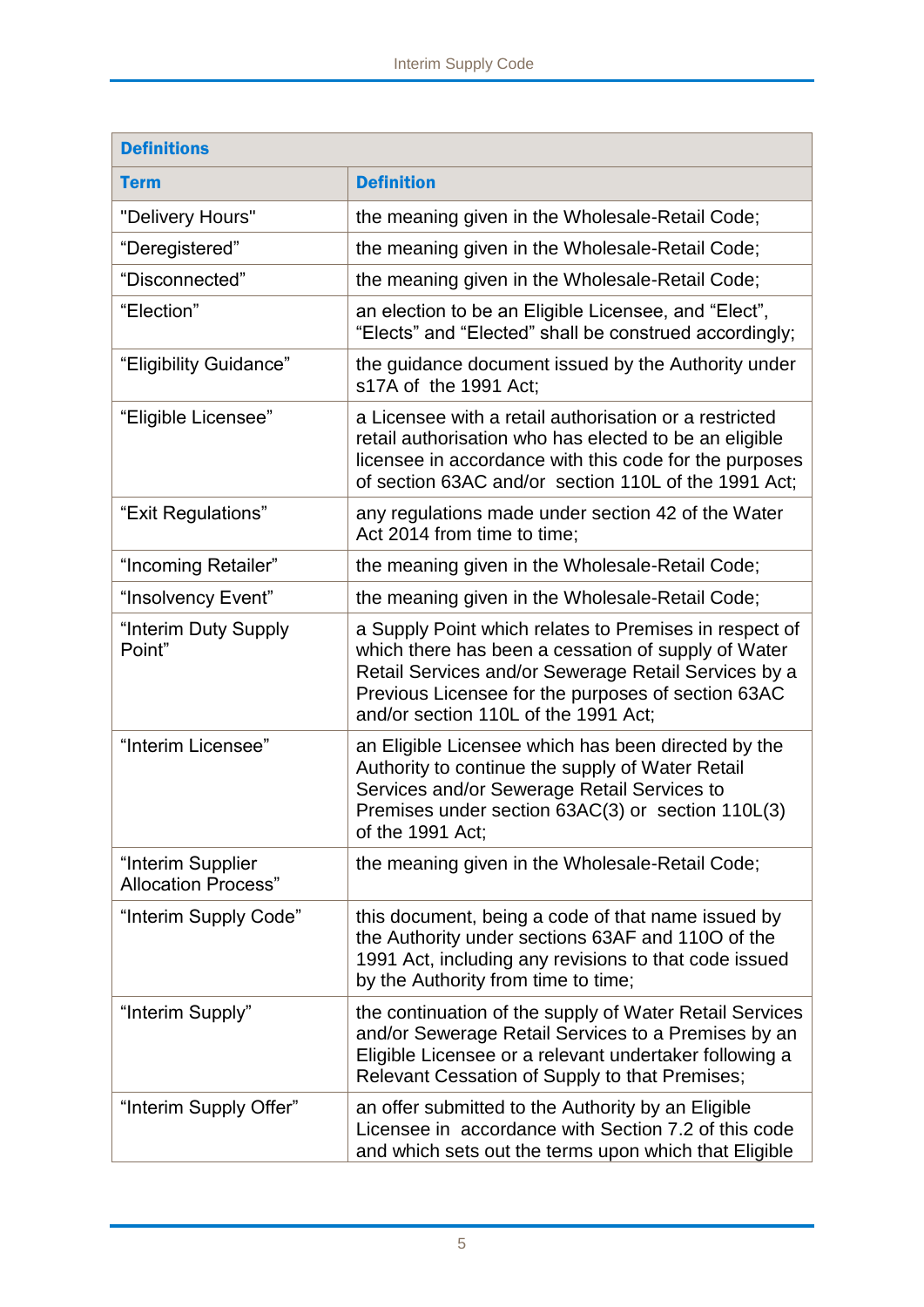| Definitions | |
|---|---|
| **Term** | **Definition** |
| "Delivery Hours" | the meaning given in the Wholesale-Retail Code; |
| "Deregistered" | the meaning given in the Wholesale-Retail Code; |
| "Disconnected" | the meaning given in the Wholesale-Retail Code; |
| "Election" | an election to be an Eligible Licensee, and "Elect", "Elects" and "Elected" shall be construed accordingly; |
| "Eligibility Guidance" | the guidance document issued by the Authority under s17A of the 1991 Act; |
| "Eligible Licensee" | a Licensee with a retail authorisation or a restricted retail authorisation who has elected to be an eligible licensee in accordance with this code for the purposes of section 63AC and/or section 110L of the 1991 Act; |
| "Exit Regulations" | any regulations made under section 42 of the Water Act 2014 from time to time; |
| "Incoming Retailer" | the meaning given in the Wholesale-Retail Code; |
| "Insolvency Event" | the meaning given in the Wholesale-Retail Code; |
| "Interim Duty Supply Point" | a Supply Point which relates to Premises in respect of which there has been a cessation of supply of Water Retail Services and/or Sewerage Retail Services by a Previous Licensee for the purposes of section 63AC and/or section 110L of the 1991 Act; |
| "Interim Licensee" | an Eligible Licensee which has been directed by the Authority to continue the supply of Water Retail Services and/or Sewerage Retail Services to Premises under section 63AC(3) or section 110L(3) of the 1991 Act; |
| "Interim Supplier Allocation Process" | the meaning given in the Wholesale-Retail Code; |
| "Interim Supply Code" | this document, being a code of that name issued by the Authority under sections 63AF and 110O of the 1991 Act, including any revisions to that code issued by the Authority from time to time; |
| "Interim Supply" | the continuation of the supply of Water Retail Services and/or Sewerage Retail Services to a Premises by an Eligible Licensee or a relevant undertaker following a Relevant Cessation of Supply to that Premises; |
| "Interim Supply Offer" | an offer submitted to the Authority by an Eligible Licensee in accordance with Section 7.2 of this code and which sets out the terms upon which that Eligible |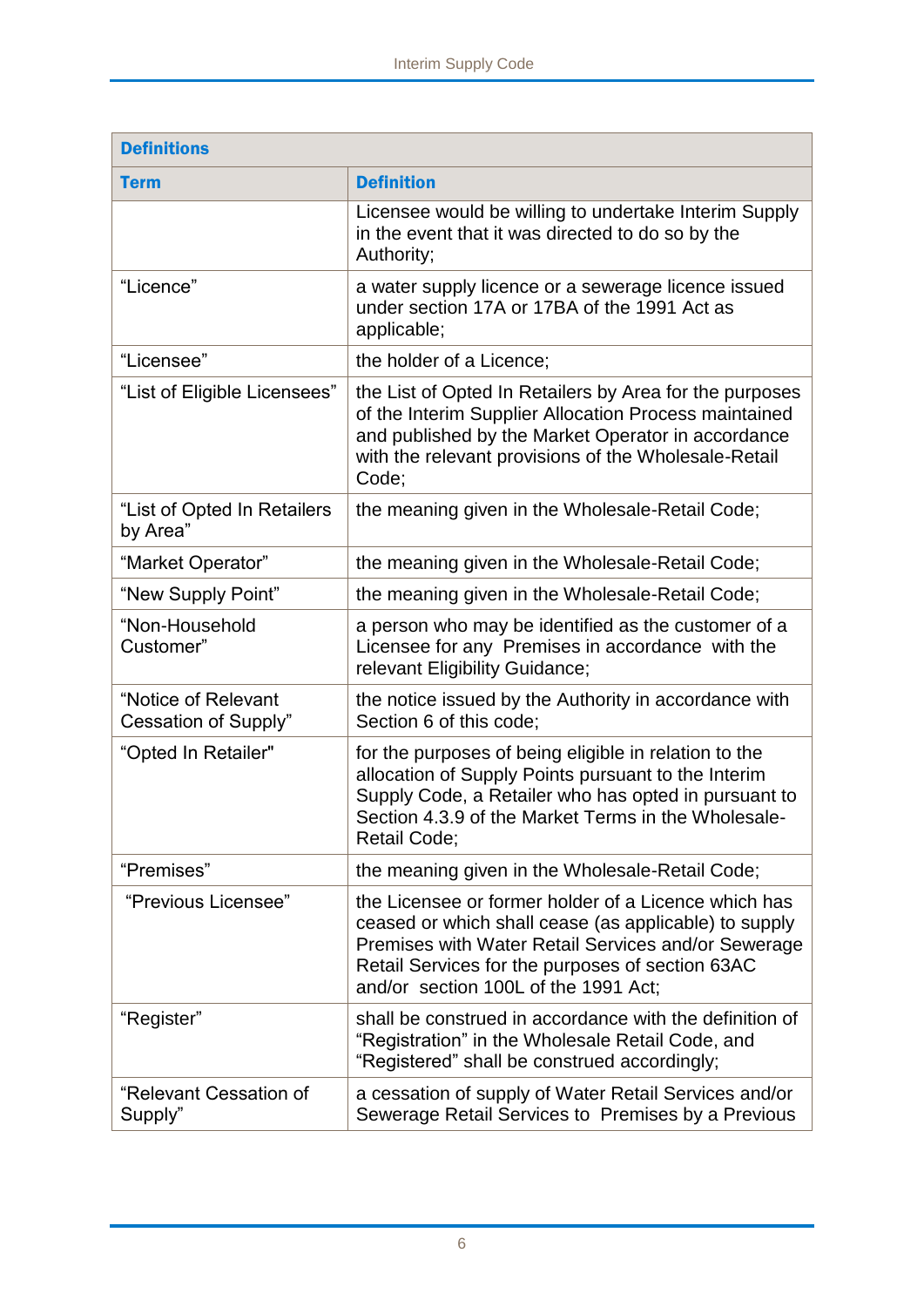| Definitions | |
|---|---|
| **Term** | **Definition** |
| | Licensee would be willing to undertake Interim Supply in the event that it was directed to do so by the Authority; |
| “Licence” | a water supply licence or a sewerage licence issued under section 17A or 17BA of the 1991 Act as applicable; |
| “Licensee” | the holder of a Licence; |
| “List of Eligible Licensees” | the List of Opted In Retailers by Area for the purposes of the Interim Supplier Allocation Process maintained and published by the Market Operator in accordance with the relevant provisions of the Wholesale-Retail Code; |
| “List of Opted In Retailers by Area” | the meaning given in the Wholesale-Retail Code; |
| “Market Operator” | the meaning given in the Wholesale-Retail Code; |
| “New Supply Point” | the meaning given in the Wholesale-Retail Code; |
| “Non-Household Customer” | a person who may be identified as the customer of a Licensee for any Premises in accordance with the relevant Eligibility Guidance; |
| “Notice of Relevant Cessation of Supply” | the notice issued by the Authority in accordance with Section 6 of this code; |
| “Opted In Retailer" | for the purposes of being eligible in relation to the allocation of Supply Points pursuant to the Interim Supply Code, a Retailer who has opted in pursuant to Section 4.3.9 of the Market Terms in the Wholesale-Retail Code; |
| “Premises” | the meaning given in the Wholesale-Retail Code; |
| “Previous Licensee” | the Licensee or former holder of a Licence which has ceased or which shall cease (as applicable) to supply Premises with Water Retail Services and/or Sewerage Retail Services for the purposes of section 63AC and/or section 100L of the 1991 Act; |
| “Register” | shall be construed in accordance with the definition of “Registration” in the Wholesale Retail Code, and “Registered” shall be construed accordingly; |
| “Relevant Cessation of Supply” | a cessation of supply of Water Retail Services and/or Sewerage Retail Services to Premises by a Previous |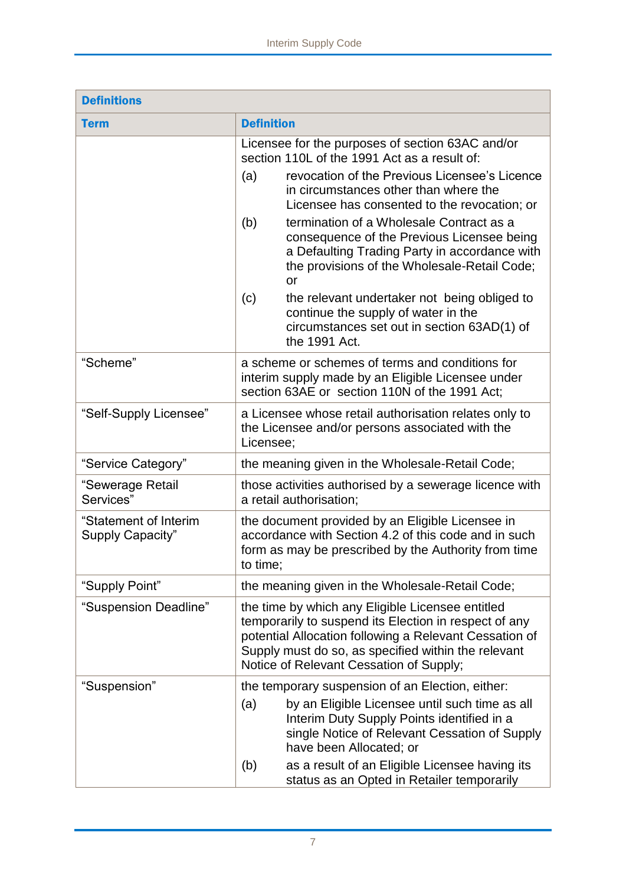| Definitions | |
|---|---|
| **Term** | **Definition** |
| | Licensee for the purposes of section 63AC and/or section 110L of the 1991 Act as a result of: (a) revocation of the Previous Licensee's Licence in circumstances other than where the Licensee has consented to the revocation; or (b) termination of a Wholesale Contract as a consequence of the Previous Licensee being a Defaulting Trading Party in accordance with the provisions of the Wholesale-Retail Code; or (c) the relevant undertaker not being obliged to continue the supply of water in the circumstances set out in section 63AD(1) of the 1991 Act. |
| "Scheme" | a scheme or schemes of terms and conditions for interim supply made by an Eligible Licensee under section 63AE or section 110N of the 1991 Act; |
| "Self-Supply Licensee" | a Licensee whose retail authorisation relates only to the Licensee and/or persons associated with the Licensee; |
| "Service Category" | the meaning given in the Wholesale-Retail Code; |
| "Sewerage Retail Services" | those activities authorised by a sewerage licence with a retail authorisation; |
| "Statement of Interim Supply Capacity" | the document provided by an Eligible Licensee in accordance with Section 4.2 of this code and in such form as may be prescribed by the Authority from time to time; |
| "Supply Point" | the meaning given in the Wholesale-Retail Code; |
| "Suspension Deadline" | the time by which any Eligible Licensee entitled temporarily to suspend its Election in respect of any potential Allocation following a Relevant Cessation of Supply must do so, as specified within the relevant Notice of Relevant Cessation of Supply; |
| "Suspension" | the temporary suspension of an Election, either: (a) by an Eligible Licensee until such time as all Interim Duty Supply Points identified in a single Notice of Relevant Cessation of Supply have been Allocated; or (b) as a result of an Eligible Licensee having its status as an Opted in Retailer temporarily |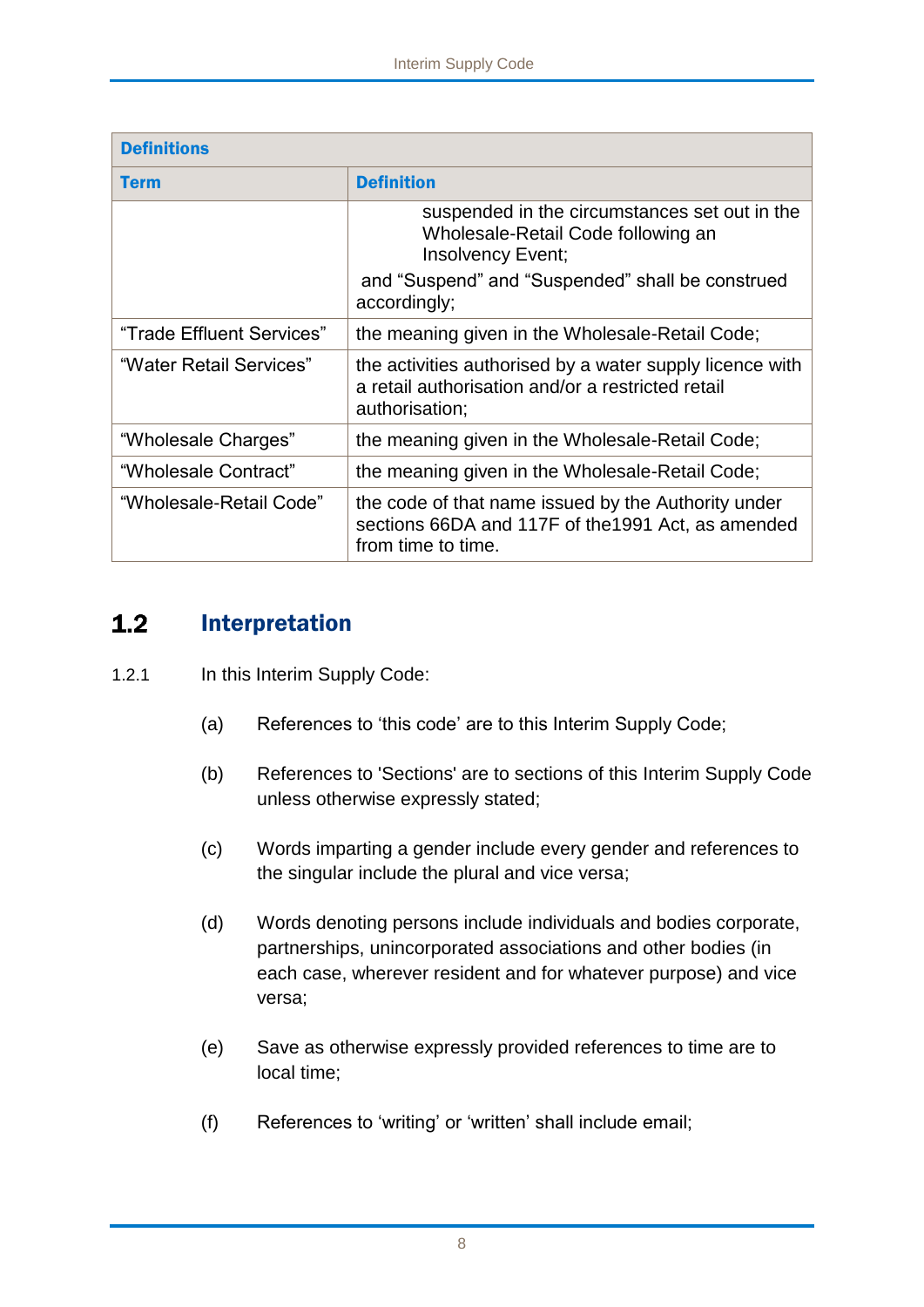| Definitions | |
|---|---|
| **Term** | **Definition** |
| | suspended in the circumstances set out in the Wholesale-Retail Code following an Insolvency Event;<br><br>and "Suspend" and "Suspended" shall be construed accordingly; |
| "Trade Effluent Services" | the meaning given in the Wholesale-Retail Code; |
| "Water Retail Services" | the activities authorised by a water supply licence with a retail authorisation and/or a restricted retail authorisation; |
| "Wholesale Charges" | the meaning given in the Wholesale-Retail Code; |
| "Wholesale Contract" | the meaning given in the Wholesale-Retail Code; |
| "Wholesale-Retail Code" | the code of that name issued by the Authority under sections 66DA and 117F of the1991 Act, as amended from time to time. |

## 1.2 Interpretation

1.2.1 In this Interim Supply Code:

(a) References to 'this code' are to this Interim Supply Code;

(b) References to 'Sections' are to sections of this Interim Supply Code unless otherwise expressly stated;

(c) Words imparting a gender include every gender and references to the singular include the plural and vice versa;

(d) Words denoting persons include individuals and bodies corporate, partnerships, unincorporated associations and other bodies (in each case, wherever resident and for whatever purpose) and vice versa;

(e) Save as otherwise expressly provided references to time are to local time;

(f) References to 'writing' or 'written' shall include email;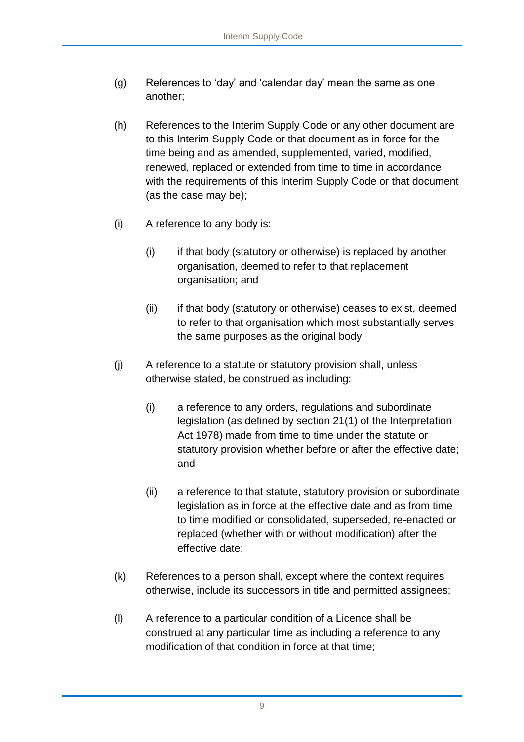(g) References to 'day' and 'calendar day' mean the same as one another;

(h) References to the Interim Supply Code or any other document are to this Interim Supply Code or that document as in force for the time being and as amended, supplemented, varied, modified, renewed, replaced or extended from time to time in accordance with the requirements of this Interim Supply Code or that document (as the case may be);

(i) A reference to any body is:

  (i) if that body (statutory or otherwise) is replaced by another organisation, deemed to refer to that replacement organisation; and

  (ii) if that body (statutory or otherwise) ceases to exist, deemed to refer to that organisation which most substantially serves the same purposes as the original body;

(j) A reference to a statute or statutory provision shall, unless otherwise stated, be construed as including:

  (i) a reference to any orders, regulations and subordinate legislation (as defined by section 21(1) of the Interpretation Act 1978) made from time to time under the statute or statutory provision whether before or after the effective date; and

  (ii) a reference to that statute, statutory provision or subordinate legislation as in force at the effective date and as from time to time modified or consolidated, superseded, re-enacted or replaced (whether with or without modification) after the effective date;

(k) References to a person shall, except where the context requires otherwise, include its successors in title and permitted assignees;

(l) A reference to a particular condition of a Licence shall be construed at any particular time as including a reference to any modification of that condition in force at that time;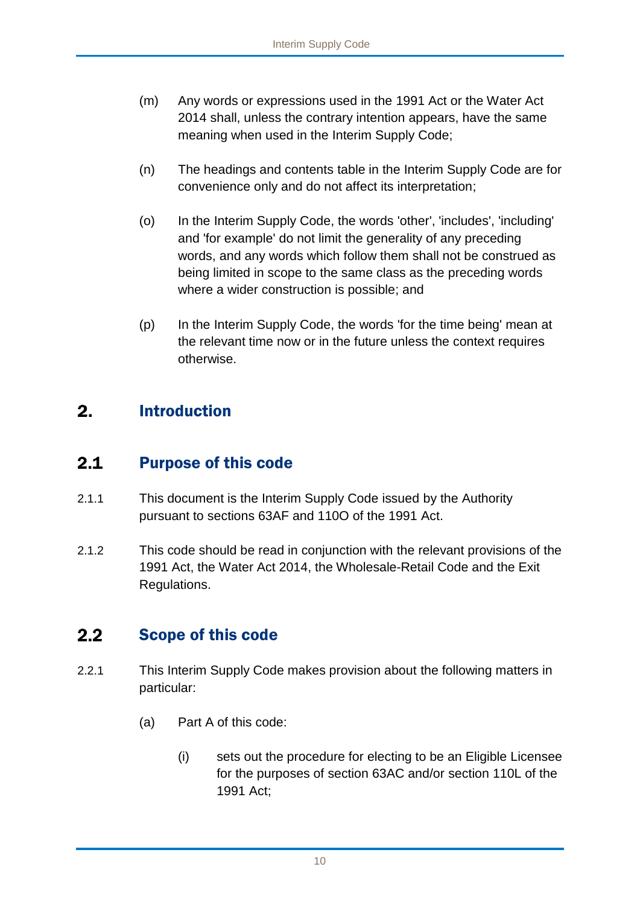(m) Any words or expressions used in the 1991 Act or the Water Act 2014 shall, unless the contrary intention appears, have the same meaning when used in the Interim Supply Code;

(n) The headings and contents table in the Interim Supply Code are for convenience only and do not affect its interpretation;

(o) In the Interim Supply Code, the words 'other', 'includes', 'including' and 'for example' do not limit the generality of any preceding words, and any words which follow them shall not be construed as being limited in scope to the same class as the preceding words where a wider construction is possible; and

(p) In the Interim Supply Code, the words 'for the time being' mean at the relevant time now or in the future unless the context requires otherwise.

# 2. Introduction

## 2.1 Purpose of this code

2.1.1 This document is the Interim Supply Code issued by the Authority pursuant to sections 63AF and 110O of the 1991 Act.

2.1.2 This code should be read in conjunction with the relevant provisions of the 1991 Act, the Water Act 2014, the Wholesale-Retail Code and the Exit Regulations.

## 2.2 Scope of this code

2.2.1 This Interim Supply Code makes provision about the following matters in particular:

(a) Part A of this code:

(i) sets out the procedure for electing to be an Eligible Licensee for the purposes of section 63AC and/or section 110L of the 1991 Act;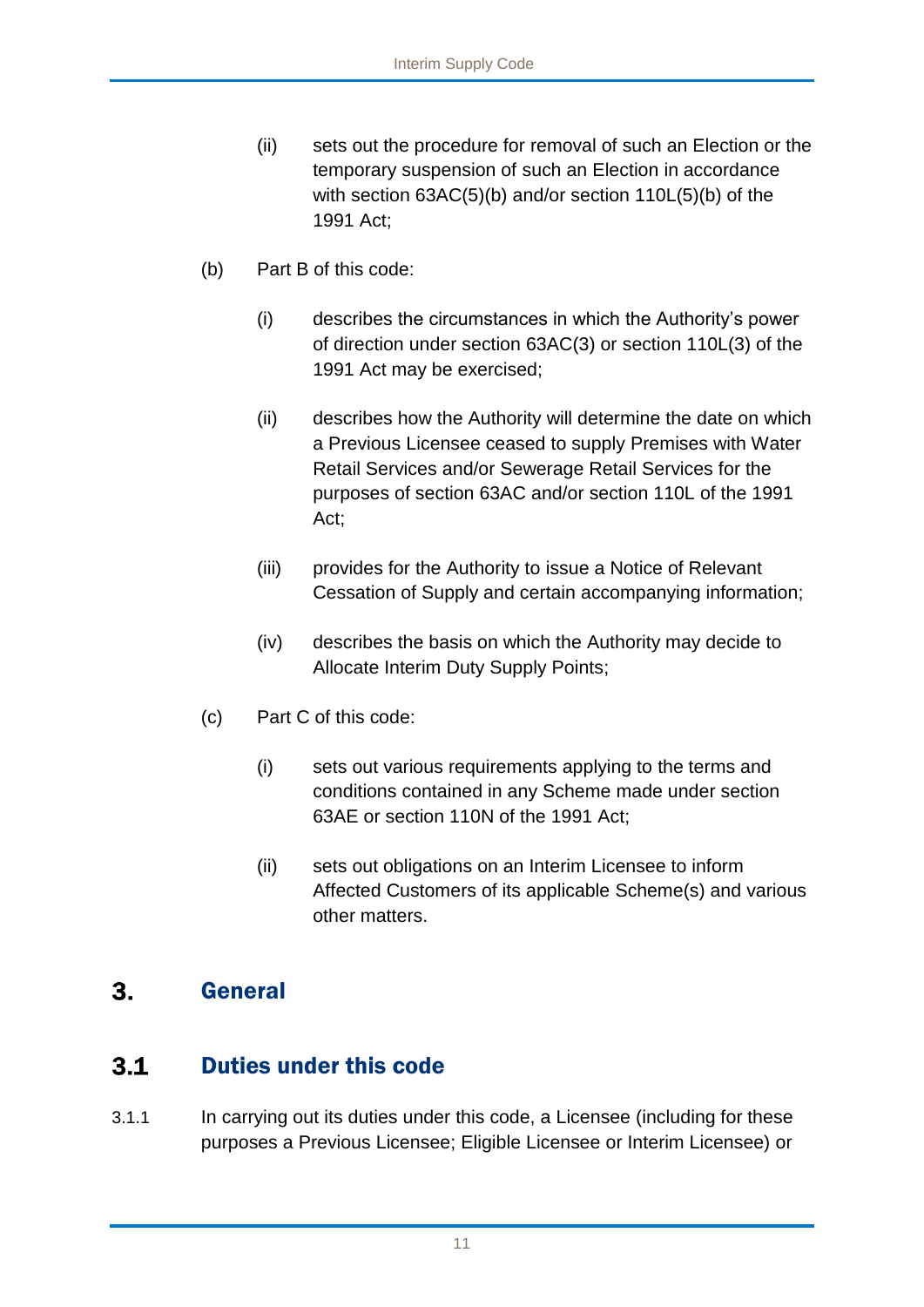(ii) sets out the procedure for removal of such an Election or the temporary suspension of such an Election in accordance with section 63AC(5)(b) and/or section 110L(5)(b) of the 1991 Act;

(b) Part B of this code:

(i) describes the circumstances in which the Authority's power of direction under section 63AC(3) or section 110L(3) of the 1991 Act may be exercised;

(ii) describes how the Authority will determine the date on which a Previous Licensee ceased to supply Premises with Water Retail Services and/or Sewerage Retail Services for the purposes of section 63AC and/or section 110L of the 1991 Act;

(iii) provides for the Authority to issue a Notice of Relevant Cessation of Supply and certain accompanying information;

(iv) describes the basis on which the Authority may decide to Allocate Interim Duty Supply Points;

(c) Part C of this code:

(i) sets out various requirements applying to the terms and conditions contained in any Scheme made under section 63AE or section 110N of the 1991 Act;

(ii) sets out obligations on an Interim Licensee to inform Affected Customers of its applicable Scheme(s) and various other matters.

# 3. General

## 3.1 Duties under this code

3.1.1 In carrying out its duties under this code, a Licensee (including for these purposes a Previous Licensee; Eligible Licensee or Interim Licensee) or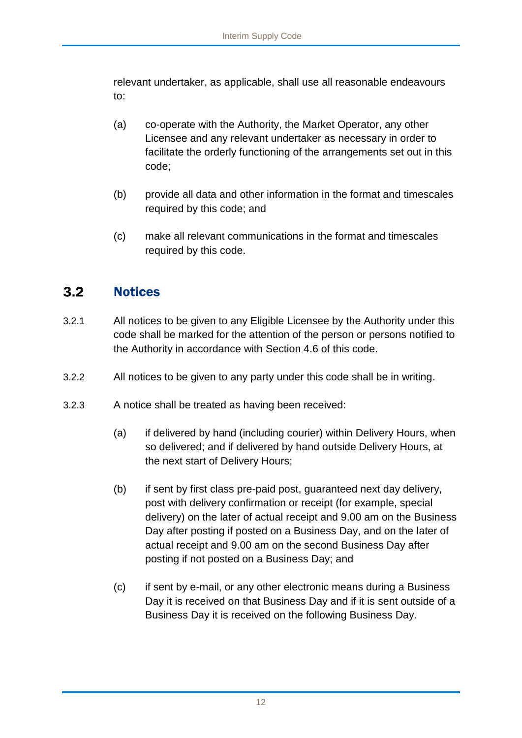relevant undertaker, as applicable, shall use all reasonable endeavours to:

(a) co-operate with the Authority, the Market Operator, any other Licensee and any relevant undertaker as necessary in order to facilitate the orderly functioning of the arrangements set out in this code;

(b) provide all data and other information in the format and timescales required by this code; and

(c) make all relevant communications in the format and timescales required by this code.

## 3.2 Notices

3.2.1 All notices to be given to any Eligible Licensee by the Authority under this code shall be marked for the attention of the person or persons notified to the Authority in accordance with Section 4.6 of this code.

3.2.2 All notices to be given to any party under this code shall be in writing.

3.2.3 A notice shall be treated as having been received:

(a) if delivered by hand (including courier) within Delivery Hours, when so delivered; and if delivered by hand outside Delivery Hours, at the next start of Delivery Hours;

(b) if sent by first class pre-paid post, guaranteed next day delivery, post with delivery confirmation or receipt (for example, special delivery) on the later of actual receipt and 9.00 am on the Business Day after posting if posted on a Business Day, and on the later of actual receipt and 9.00 am on the second Business Day after posting if not posted on a Business Day; and

(c) if sent by e-mail, or any other electronic means during a Business Day it is received on that Business Day and if it is sent outside of a Business Day it is received on the following Business Day.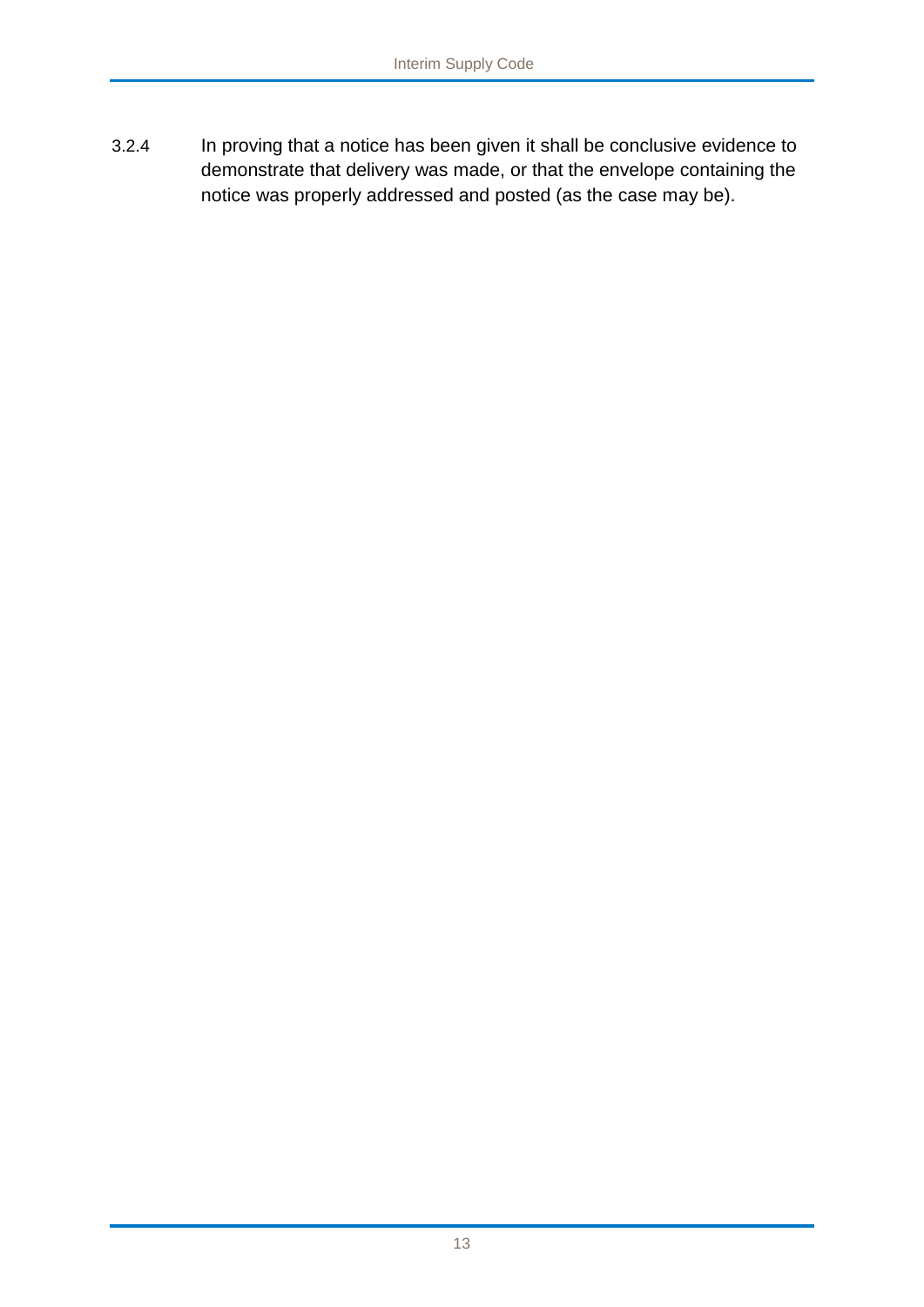3.2.4 In proving that a notice has been given it shall be conclusive evidence to demonstrate that delivery was made, or that the envelope containing the notice was properly addressed and posted (as the case may be).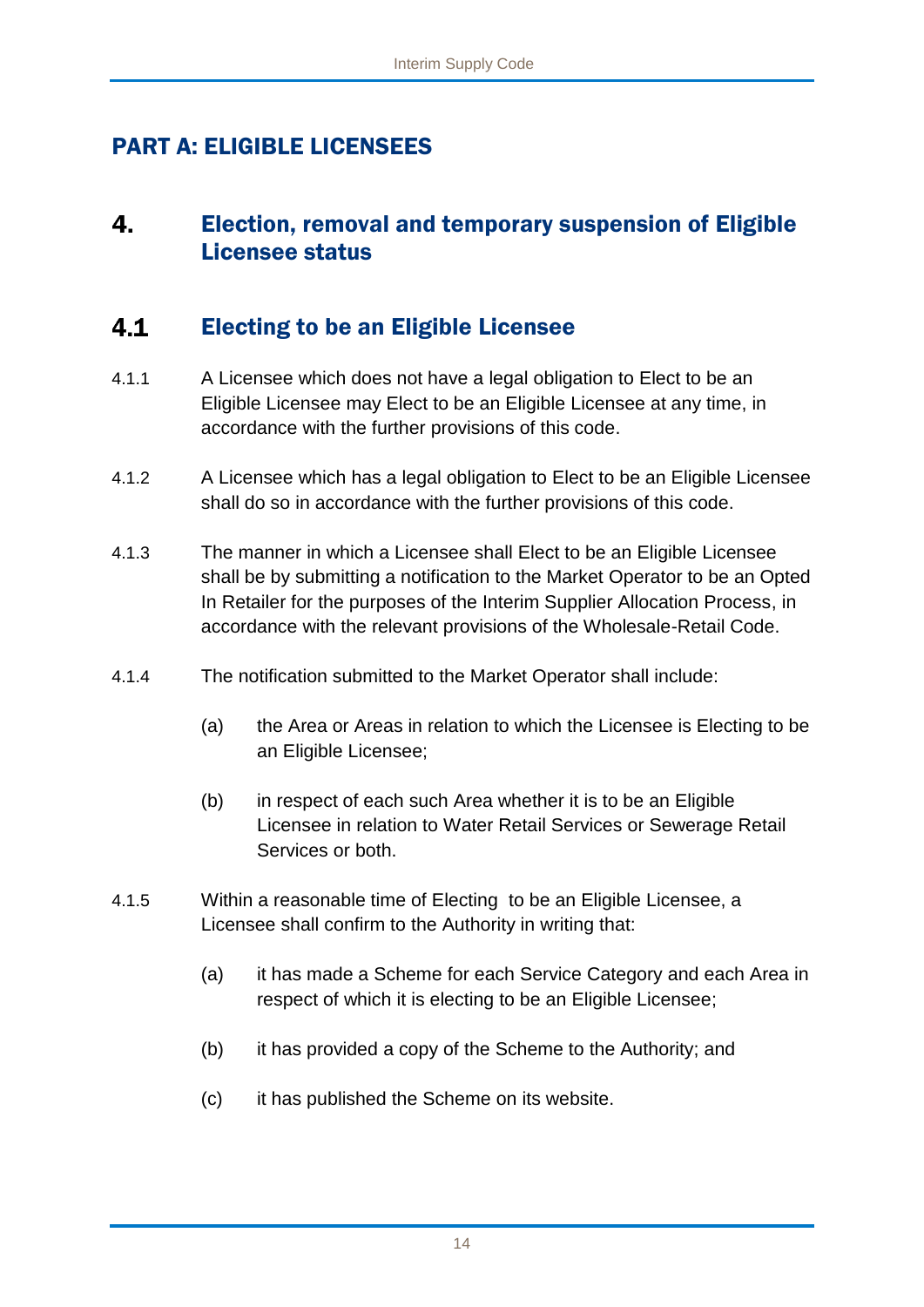# PART A: ELIGIBLE LICENSEES

## 4. Election, removal and temporary suspension of Eligible Licensee status

### 4.1 Electing to be an Eligible Licensee

4.1.1 A Licensee which does not have a legal obligation to Elect to be an Eligible Licensee may Elect to be an Eligible Licensee at any time, in accordance with the further provisions of this code.

4.1.2 A Licensee which has a legal obligation to Elect to be an Eligible Licensee shall do so in accordance with the further provisions of this code.

4.1.3 The manner in which a Licensee shall Elect to be an Eligible Licensee shall be by submitting a notification to the Market Operator to be an Opted In Retailer for the purposes of the Interim Supplier Allocation Process, in accordance with the relevant provisions of the Wholesale-Retail Code.

4.1.4 The notification submitted to the Market Operator shall include:

(a) the Area or Areas in relation to which the Licensee is Electing to be an Eligible Licensee;

(b) in respect of each such Area whether it is to be an Eligible Licensee in relation to Water Retail Services or Sewerage Retail Services or both.

4.1.5 Within a reasonable time of Electing to be an Eligible Licensee, a Licensee shall confirm to the Authority in writing that:

(a) it has made a Scheme for each Service Category and each Area in respect of which it is electing to be an Eligible Licensee;

(b) it has provided a copy of the Scheme to the Authority; and

(c) it has published the Scheme on its website.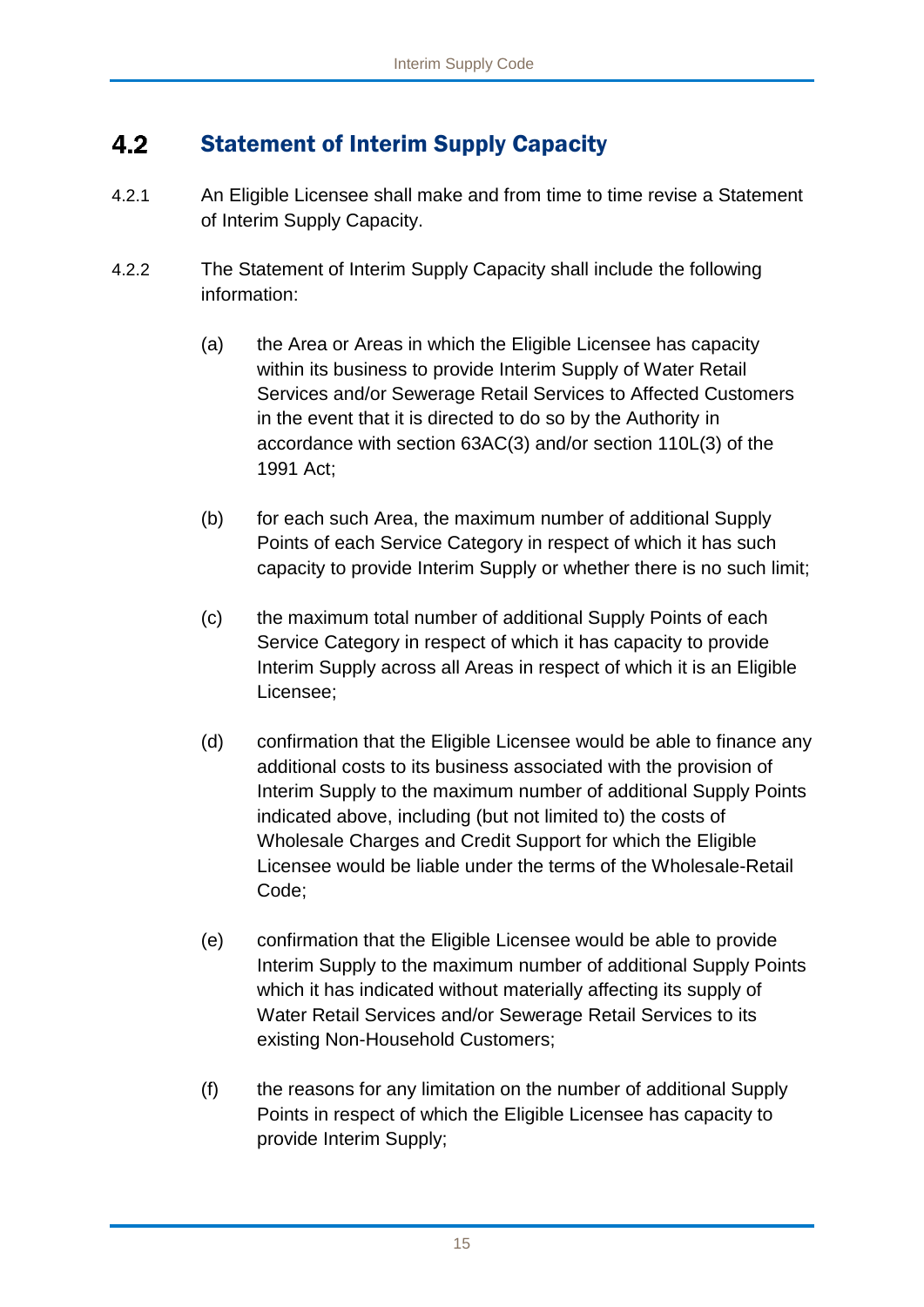## 4.2 Statement of Interim Supply Capacity

4.2.1 An Eligible Licensee shall make and from time to time revise a Statement of Interim Supply Capacity.

4.2.2 The Statement of Interim Supply Capacity shall include the following information:

(a) the Area or Areas in which the Eligible Licensee has capacity within its business to provide Interim Supply of Water Retail Services and/or Sewerage Retail Services to Affected Customers in the event that it is directed to do so by the Authority in accordance with section 63AC(3) and/or section 110L(3) of the 1991 Act;

(b) for each such Area, the maximum number of additional Supply Points of each Service Category in respect of which it has such capacity to provide Interim Supply or whether there is no such limit;

(c) the maximum total number of additional Supply Points of each Service Category in respect of which it has capacity to provide Interim Supply across all Areas in respect of which it is an Eligible Licensee;

(d) confirmation that the Eligible Licensee would be able to finance any additional costs to its business associated with the provision of Interim Supply to the maximum number of additional Supply Points indicated above, including (but not limited to) the costs of Wholesale Charges and Credit Support for which the Eligible Licensee would be liable under the terms of the Wholesale-Retail Code;

(e) confirmation that the Eligible Licensee would be able to provide Interim Supply to the maximum number of additional Supply Points which it has indicated without materially affecting its supply of Water Retail Services and/or Sewerage Retail Services to its existing Non-Household Customers;

(f) the reasons for any limitation on the number of additional Supply Points in respect of which the Eligible Licensee has capacity to provide Interim Supply;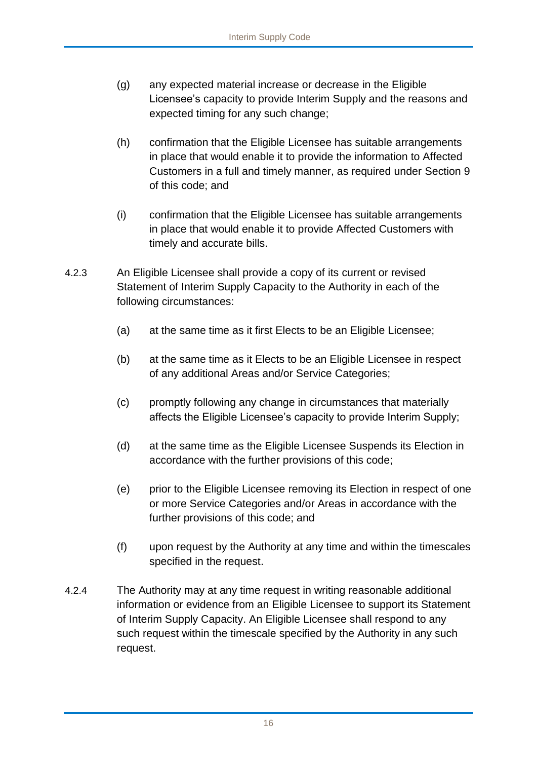(g) any expected material increase or decrease in the Eligible Licensee's capacity to provide Interim Supply and the reasons and expected timing for any such change;

(h) confirmation that the Eligible Licensee has suitable arrangements in place that would enable it to provide the information to Affected Customers in a full and timely manner, as required under Section 9 of this code; and

(i) confirmation that the Eligible Licensee has suitable arrangements in place that would enable it to provide Affected Customers with timely and accurate bills.

4.2.3 An Eligible Licensee shall provide a copy of its current or revised Statement of Interim Supply Capacity to the Authority in each of the following circumstances:

(a) at the same time as it first Elects to be an Eligible Licensee;

(b) at the same time as it Elects to be an Eligible Licensee in respect of any additional Areas and/or Service Categories;

(c) promptly following any change in circumstances that materially affects the Eligible Licensee's capacity to provide Interim Supply;

(d) at the same time as the Eligible Licensee Suspends its Election in accordance with the further provisions of this code;

(e) prior to the Eligible Licensee removing its Election in respect of one or more Service Categories and/or Areas in accordance with the further provisions of this code; and

(f) upon request by the Authority at any time and within the timescales specified in the request.

4.2.4 The Authority may at any time request in writing reasonable additional information or evidence from an Eligible Licensee to support its Statement of Interim Supply Capacity. An Eligible Licensee shall respond to any such request within the timescale specified by the Authority in any such request.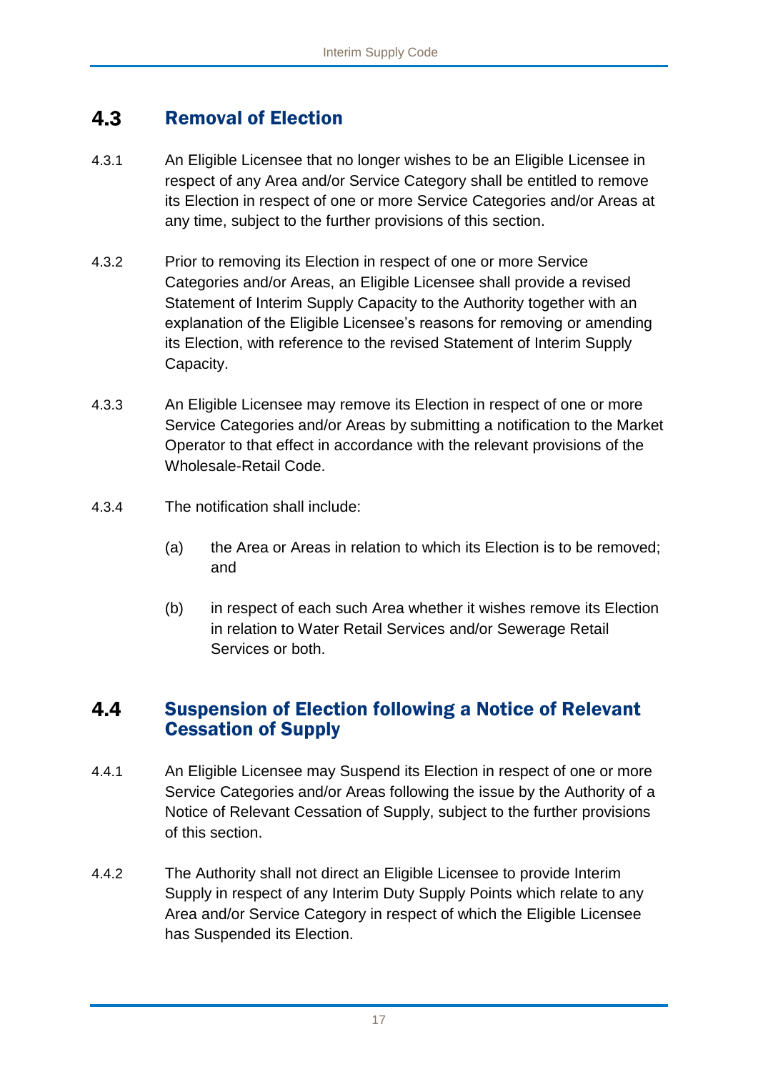## 4.3 Removal of Election

4.3.1 An Eligible Licensee that no longer wishes to be an Eligible Licensee in respect of any Area and/or Service Category shall be entitled to remove its Election in respect of one or more Service Categories and/or Areas at any time, subject to the further provisions of this section.

4.3.2 Prior to removing its Election in respect of one or more Service Categories and/or Areas, an Eligible Licensee shall provide a revised Statement of Interim Supply Capacity to the Authority together with an explanation of the Eligible Licensee's reasons for removing or amending its Election, with reference to the revised Statement of Interim Supply Capacity.

4.3.3 An Eligible Licensee may remove its Election in respect of one or more Service Categories and/or Areas by submitting a notification to the Market Operator to that effect in accordance with the relevant provisions of the Wholesale-Retail Code.

4.3.4 The notification shall include:

(a) the Area or Areas in relation to which its Election is to be removed; and

(b) in respect of each such Area whether it wishes remove its Election in relation to Water Retail Services and/or Sewerage Retail Services or both.

## 4.4 Suspension of Election following a Notice of Relevant Cessation of Supply

4.4.1 An Eligible Licensee may Suspend its Election in respect of one or more Service Categories and/or Areas following the issue by the Authority of a Notice of Relevant Cessation of Supply, subject to the further provisions of this section.

4.4.2 The Authority shall not direct an Eligible Licensee to provide Interim Supply in respect of any Interim Duty Supply Points which relate to any Area and/or Service Category in respect of which the Eligible Licensee has Suspended its Election.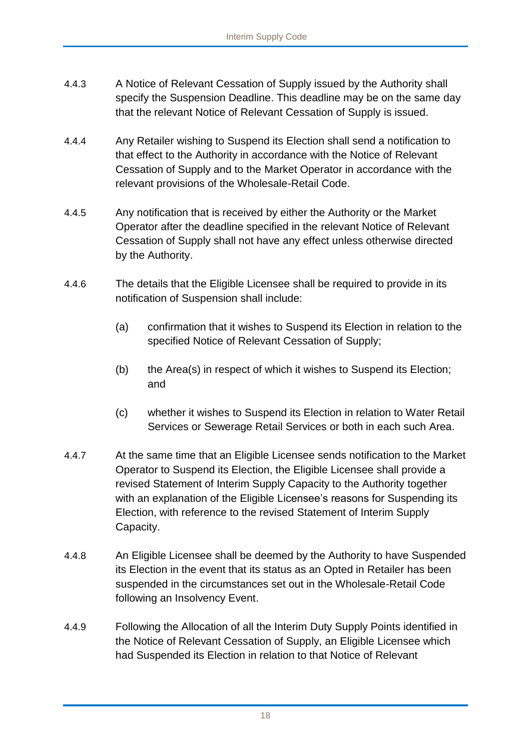4.4.3 A Notice of Relevant Cessation of Supply issued by the Authority shall specify the Suspension Deadline. This deadline may be on the same day that the relevant Notice of Relevant Cessation of Supply is issued.

4.4.4 Any Retailer wishing to Suspend its Election shall send a notification to that effect to the Authority in accordance with the Notice of Relevant Cessation of Supply and to the Market Operator in accordance with the relevant provisions of the Wholesale-Retail Code.

4.4.5 Any notification that is received by either the Authority or the Market Operator after the deadline specified in the relevant Notice of Relevant Cessation of Supply shall not have any effect unless otherwise directed by the Authority.

4.4.6 The details that the Eligible Licensee shall be required to provide in its notification of Suspension shall include:

(a) confirmation that it wishes to Suspend its Election in relation to the specified Notice of Relevant Cessation of Supply;

(b) the Area(s) in respect of which it wishes to Suspend its Election; and

(c) whether it wishes to Suspend its Election in relation to Water Retail Services or Sewerage Retail Services or both in each such Area.

4.4.7 At the same time that an Eligible Licensee sends notification to the Market Operator to Suspend its Election, the Eligible Licensee shall provide a revised Statement of Interim Supply Capacity to the Authority together with an explanation of the Eligible Licensee's reasons for Suspending its Election, with reference to the revised Statement of Interim Supply Capacity.

4.4.8 An Eligible Licensee shall be deemed by the Authority to have Suspended its Election in the event that its status as an Opted in Retailer has been suspended in the circumstances set out in the Wholesale-Retail Code following an Insolvency Event.

4.4.9 Following the Allocation of all the Interim Duty Supply Points identified in the Notice of Relevant Cessation of Supply, an Eligible Licensee which had Suspended its Election in relation to that Notice of Relevant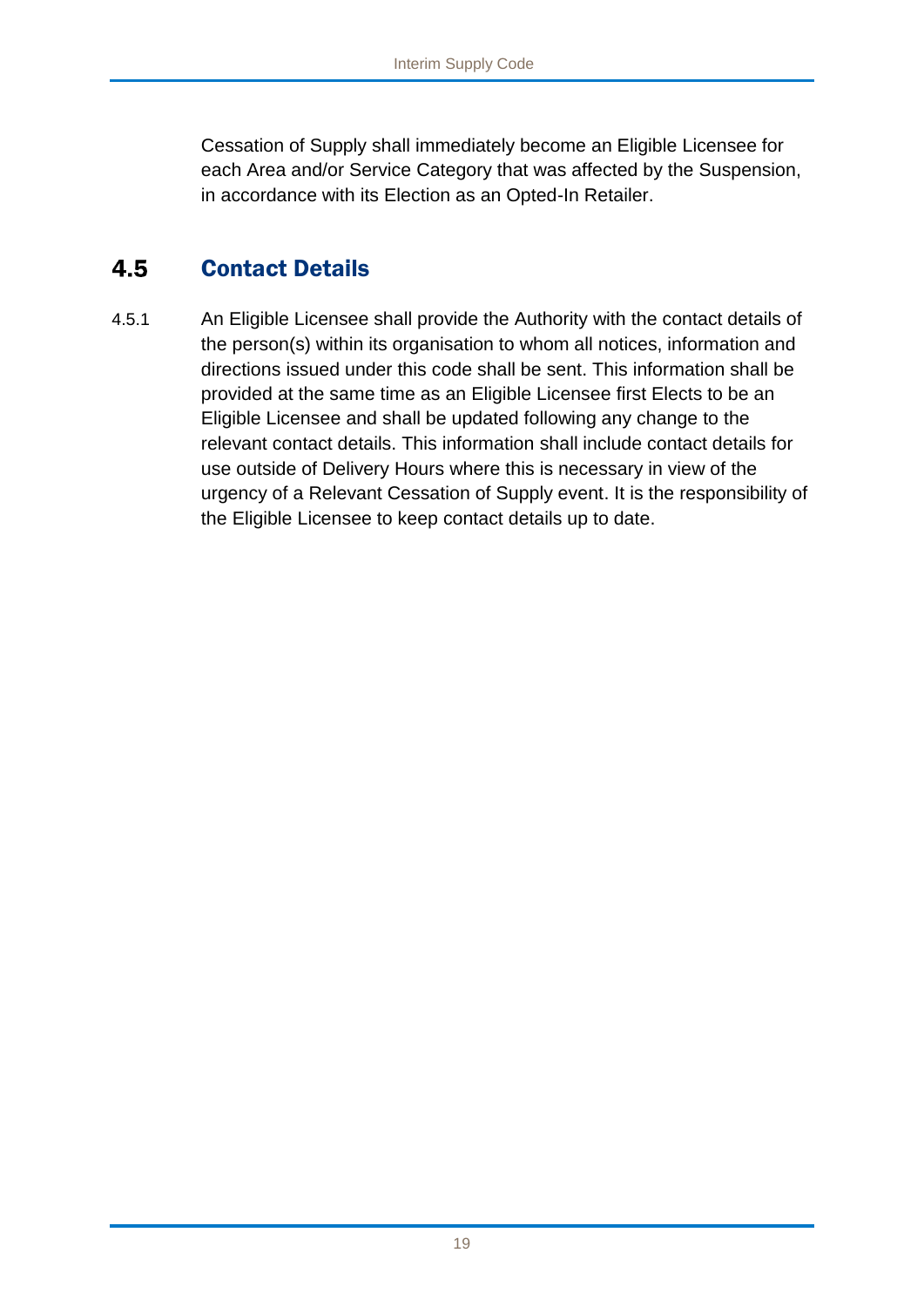Cessation of Supply shall immediately become an Eligible Licensee for each Area and/or Service Category that was affected by the Suspension, in accordance with its Election as an Opted-In Retailer.

## 4.5 Contact Details

4.5.1 An Eligible Licensee shall provide the Authority with the contact details of the person(s) within its organisation to whom all notices, information and directions issued under this code shall be sent. This information shall be provided at the same time as an Eligible Licensee first Elects to be an Eligible Licensee and shall be updated following any change to the relevant contact details. This information shall include contact details for use outside of Delivery Hours where this is necessary in view of the urgency of a Relevant Cessation of Supply event. It is the responsibility of the Eligible Licensee to keep contact details up to date.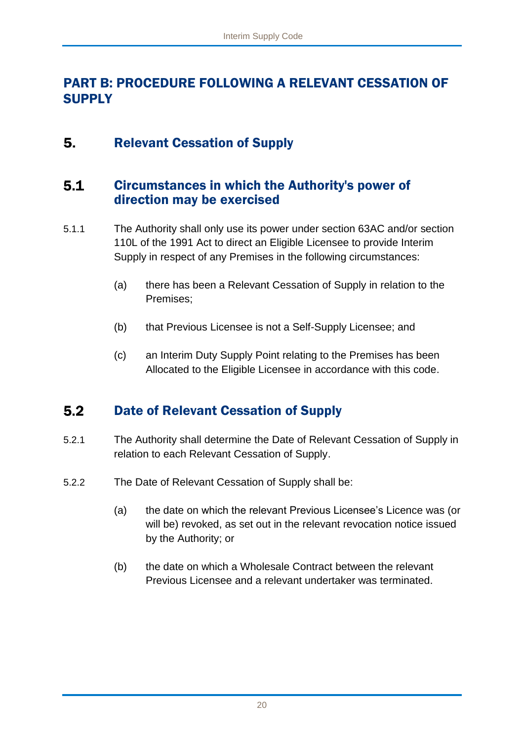# PART B: PROCEDURE FOLLOWING A RELEVANT CESSATION OF SUPPLY

## 5. Relevant Cessation of Supply

### 5.1 Circumstances in which the Authority's power of direction may be exercised

5.1.1 The Authority shall only use its power under section 63AC and/or section 110L of the 1991 Act to direct an Eligible Licensee to provide Interim Supply in respect of any Premises in the following circumstances:

(a) there has been a Relevant Cessation of Supply in relation to the Premises;

(b) that Previous Licensee is not a Self-Supply Licensee; and

(c) an Interim Duty Supply Point relating to the Premises has been Allocated to the Eligible Licensee in accordance with this code.

### 5.2 Date of Relevant Cessation of Supply

5.2.1 The Authority shall determine the Date of Relevant Cessation of Supply in relation to each Relevant Cessation of Supply.

5.2.2 The Date of Relevant Cessation of Supply shall be:

(a) the date on which the relevant Previous Licensee's Licence was (or will be) revoked, as set out in the relevant revocation notice issued by the Authority; or

(b) the date on which a Wholesale Contract between the relevant Previous Licensee and a relevant undertaker was terminated.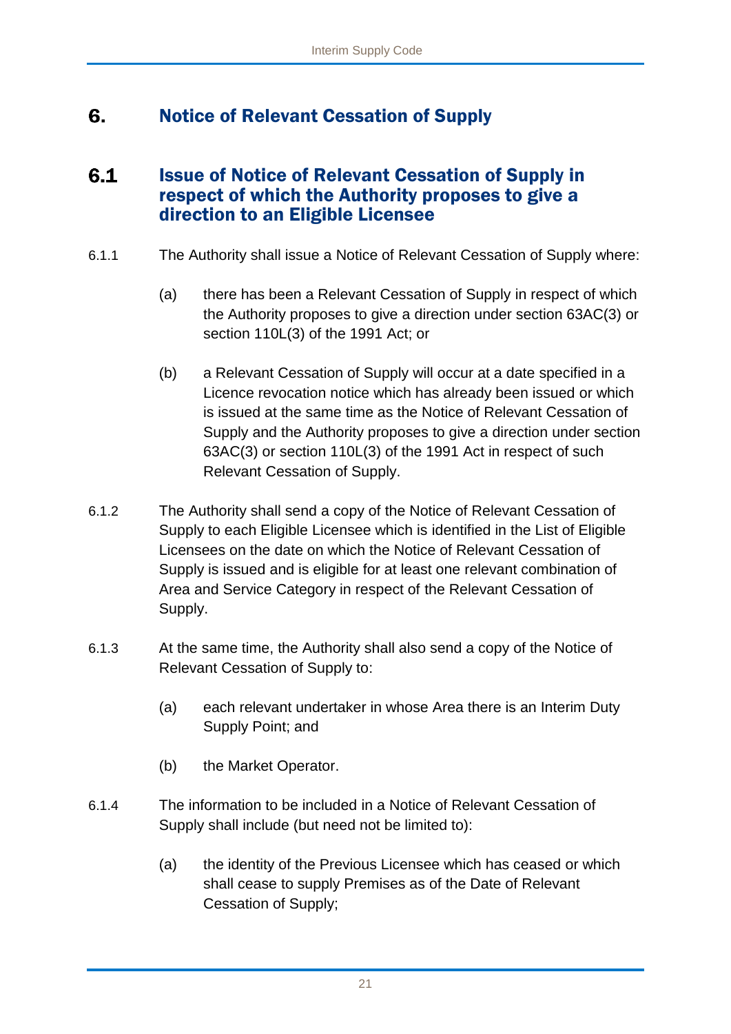# 6. Notice of Relevant Cessation of Supply

## 6.1 Issue of Notice of Relevant Cessation of Supply in respect of which the Authority proposes to give a direction to an Eligible Licensee

6.1.1 The Authority shall issue a Notice of Relevant Cessation of Supply where:

(a) there has been a Relevant Cessation of Supply in respect of which the Authority proposes to give a direction under section 63AC(3) or section 110L(3) of the 1991 Act; or

(b) a Relevant Cessation of Supply will occur at a date specified in a Licence revocation notice which has already been issued or which is issued at the same time as the Notice of Relevant Cessation of Supply and the Authority proposes to give a direction under section 63AC(3) or section 110L(3) of the 1991 Act in respect of such Relevant Cessation of Supply.

6.1.2 The Authority shall send a copy of the Notice of Relevant Cessation of Supply to each Eligible Licensee which is identified in the List of Eligible Licensees on the date on which the Notice of Relevant Cessation of Supply is issued and is eligible for at least one relevant combination of Area and Service Category in respect of the Relevant Cessation of Supply.

6.1.3 At the same time, the Authority shall also send a copy of the Notice of Relevant Cessation of Supply to:

(a) each relevant undertaker in whose Area there is an Interim Duty Supply Point; and

(b) the Market Operator.

6.1.4 The information to be included in a Notice of Relevant Cessation of Supply shall include (but need not be limited to):

(a) the identity of the Previous Licensee which has ceased or which shall cease to supply Premises as of the Date of Relevant Cessation of Supply;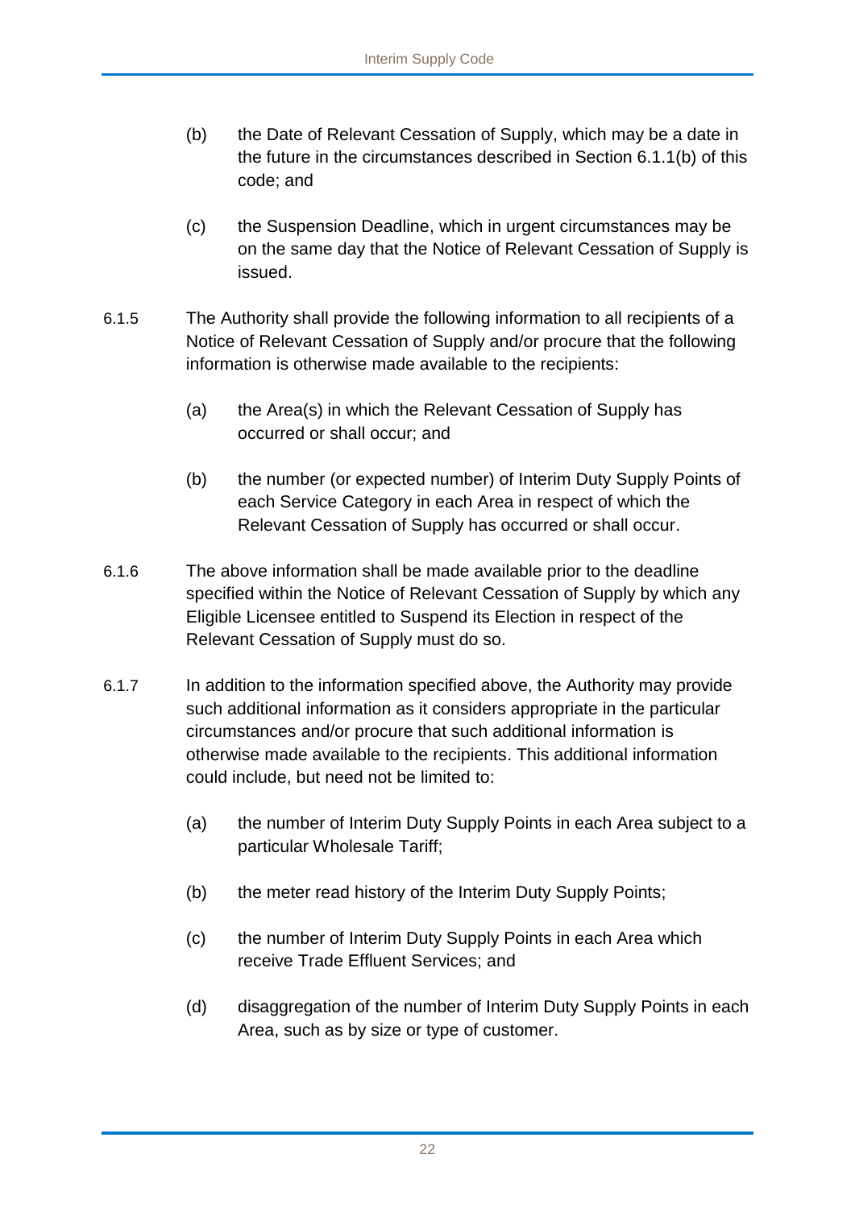(b) the Date of Relevant Cessation of Supply, which may be a date in the future in the circumstances described in Section 6.1.1(b) of this code; and

(c) the Suspension Deadline, which in urgent circumstances may be on the same day that the Notice of Relevant Cessation of Supply is issued.

6.1.5 The Authority shall provide the following information to all recipients of a Notice of Relevant Cessation of Supply and/or procure that the following information is otherwise made available to the recipients:

(a) the Area(s) in which the Relevant Cessation of Supply has occurred or shall occur; and

(b) the number (or expected number) of Interim Duty Supply Points of each Service Category in each Area in respect of which the Relevant Cessation of Supply has occurred or shall occur.

6.1.6 The above information shall be made available prior to the deadline specified within the Notice of Relevant Cessation of Supply by which any Eligible Licensee entitled to Suspend its Election in respect of the Relevant Cessation of Supply must do so.

6.1.7 In addition to the information specified above, the Authority may provide such additional information as it considers appropriate in the particular circumstances and/or procure that such additional information is otherwise made available to the recipients. This additional information could include, but need not be limited to:

(a) the number of Interim Duty Supply Points in each Area subject to a particular Wholesale Tariff;

(b) the meter read history of the Interim Duty Supply Points;

(c) the number of Interim Duty Supply Points in each Area which receive Trade Effluent Services; and

(d) disaggregation of the number of Interim Duty Supply Points in each Area, such as by size or type of customer.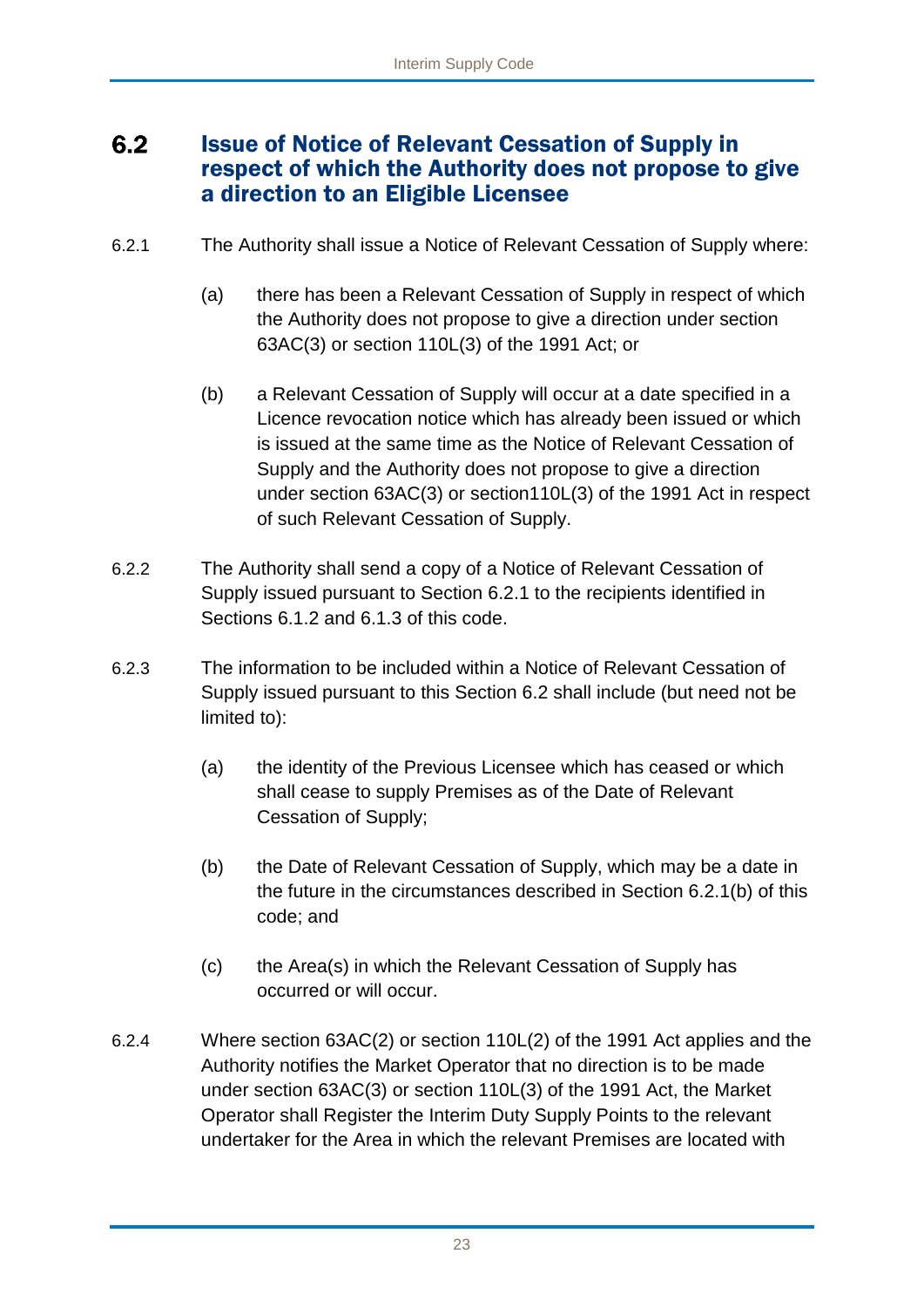## 6.2 Issue of Notice of Relevant Cessation of Supply in respect of which the Authority does not propose to give a direction to an Eligible Licensee

6.2.1 The Authority shall issue a Notice of Relevant Cessation of Supply where:

(a) there has been a Relevant Cessation of Supply in respect of which the Authority does not propose to give a direction under section 63AC(3) or section 110L(3) of the 1991 Act; or

(b) a Relevant Cessation of Supply will occur at a date specified in a Licence revocation notice which has already been issued or which is issued at the same time as the Notice of Relevant Cessation of Supply and the Authority does not propose to give a direction under section 63AC(3) or section110L(3) of the 1991 Act in respect of such Relevant Cessation of Supply.

6.2.2 The Authority shall send a copy of a Notice of Relevant Cessation of Supply issued pursuant to Section 6.2.1 to the recipients identified in Sections 6.1.2 and 6.1.3 of this code.

6.2.3 The information to be included within a Notice of Relevant Cessation of Supply issued pursuant to this Section 6.2 shall include (but need not be limited to):

(a) the identity of the Previous Licensee which has ceased or which shall cease to supply Premises as of the Date of Relevant Cessation of Supply;

(b) the Date of Relevant Cessation of Supply, which may be a date in the future in the circumstances described in Section 6.2.1(b) of this code; and

(c) the Area(s) in which the Relevant Cessation of Supply has occurred or will occur.

6.2.4 Where section 63AC(2) or section 110L(2) of the 1991 Act applies and the Authority notifies the Market Operator that no direction is to be made under section 63AC(3) or section 110L(3) of the 1991 Act, the Market Operator shall Register the Interim Duty Supply Points to the relevant undertaker for the Area in which the relevant Premises are located with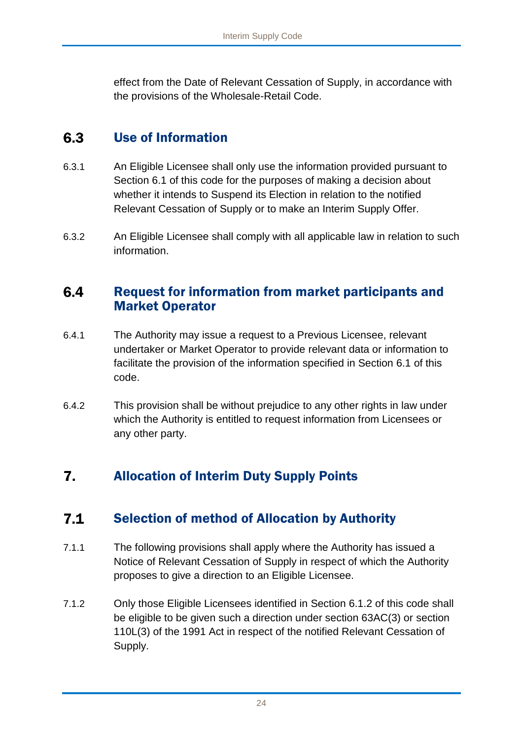effect from the Date of Relevant Cessation of Supply, in accordance with the provisions of the Wholesale-Retail Code.

## 6.3 Use of Information

6.3.1 An Eligible Licensee shall only use the information provided pursuant to Section 6.1 of this code for the purposes of making a decision about whether it intends to Suspend its Election in relation to the notified Relevant Cessation of Supply or to make an Interim Supply Offer.

6.3.2 An Eligible Licensee shall comply with all applicable law in relation to such information.

## 6.4 Request for information from market participants and Market Operator

6.4.1 The Authority may issue a request to a Previous Licensee, relevant undertaker or Market Operator to provide relevant data or information to facilitate the provision of the information specified in Section 6.1 of this code.

6.4.2 This provision shall be without prejudice to any other rights in law under which the Authority is entitled to request information from Licensees or any other party.

# 7. Allocation of Interim Duty Supply Points

## 7.1 Selection of method of Allocation by Authority

7.1.1 The following provisions shall apply where the Authority has issued a Notice of Relevant Cessation of Supply in respect of which the Authority proposes to give a direction to an Eligible Licensee.

7.1.2 Only those Eligible Licensees identified in Section 6.1.2 of this code shall be eligible to be given such a direction under section 63AC(3) or section 110L(3) of the 1991 Act in respect of the notified Relevant Cessation of Supply.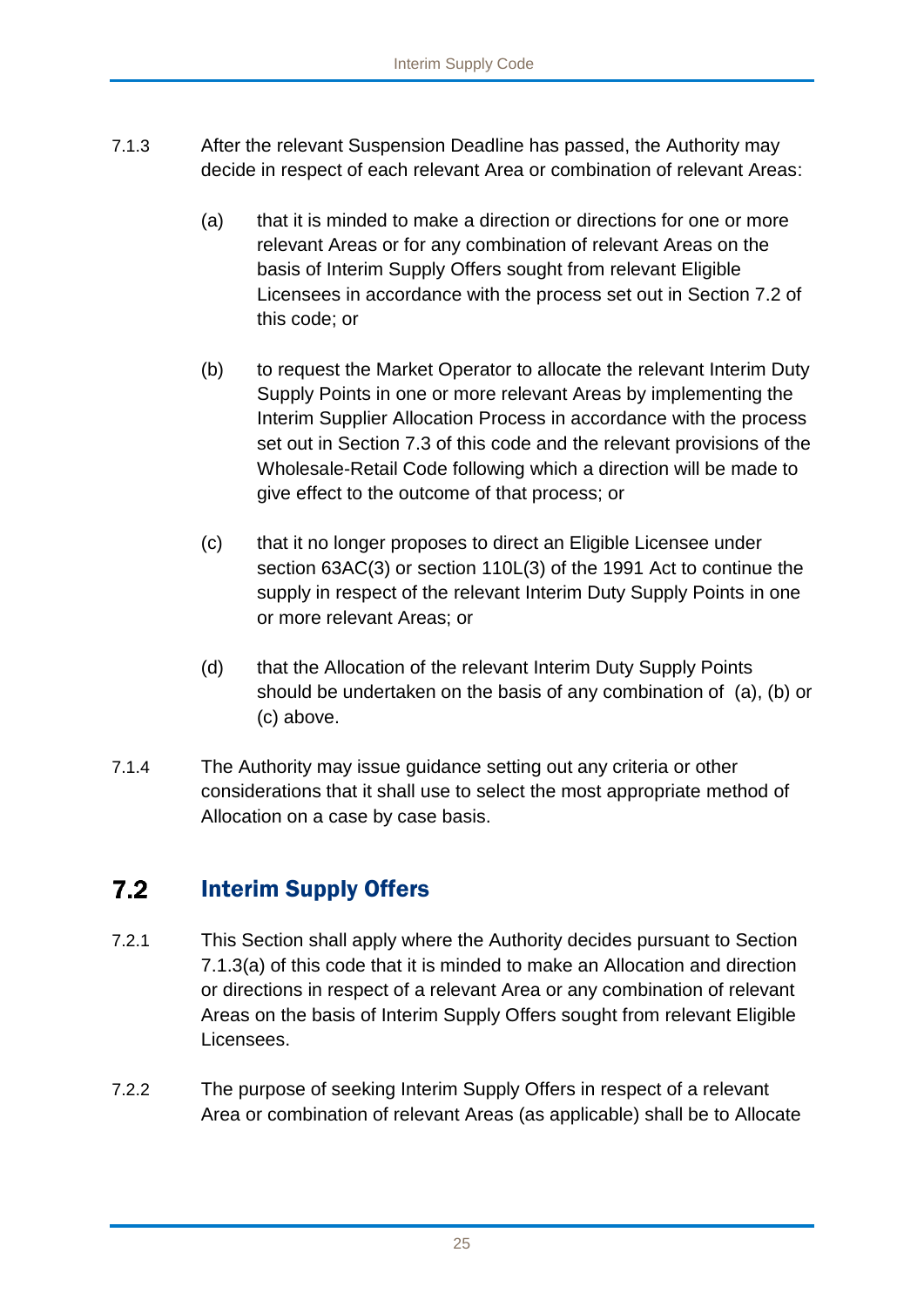7.1.3 After the relevant Suspension Deadline has passed, the Authority may decide in respect of each relevant Area or combination of relevant Areas:

(a) that it is minded to make a direction or directions for one or more relevant Areas or for any combination of relevant Areas on the basis of Interim Supply Offers sought from relevant Eligible Licensees in accordance with the process set out in Section 7.2 of this code; or

(b) to request the Market Operator to allocate the relevant Interim Duty Supply Points in one or more relevant Areas by implementing the Interim Supplier Allocation Process in accordance with the process set out in Section 7.3 of this code and the relevant provisions of the Wholesale-Retail Code following which a direction will be made to give effect to the outcome of that process; or

(c) that it no longer proposes to direct an Eligible Licensee under section 63AC(3) or section 110L(3) of the 1991 Act to continue the supply in respect of the relevant Interim Duty Supply Points in one or more relevant Areas; or

(d) that the Allocation of the relevant Interim Duty Supply Points should be undertaken on the basis of any combination of (a), (b) or (c) above.

7.1.4 The Authority may issue guidance setting out any criteria or other considerations that it shall use to select the most appropriate method of Allocation on a case by case basis.

## 7.2 Interim Supply Offers

7.2.1 This Section shall apply where the Authority decides pursuant to Section 7.1.3(a) of this code that it is minded to make an Allocation and direction or directions in respect of a relevant Area or any combination of relevant Areas on the basis of Interim Supply Offers sought from relevant Eligible Licensees.

7.2.2 The purpose of seeking Interim Supply Offers in respect of a relevant Area or combination of relevant Areas (as applicable) shall be to Allocate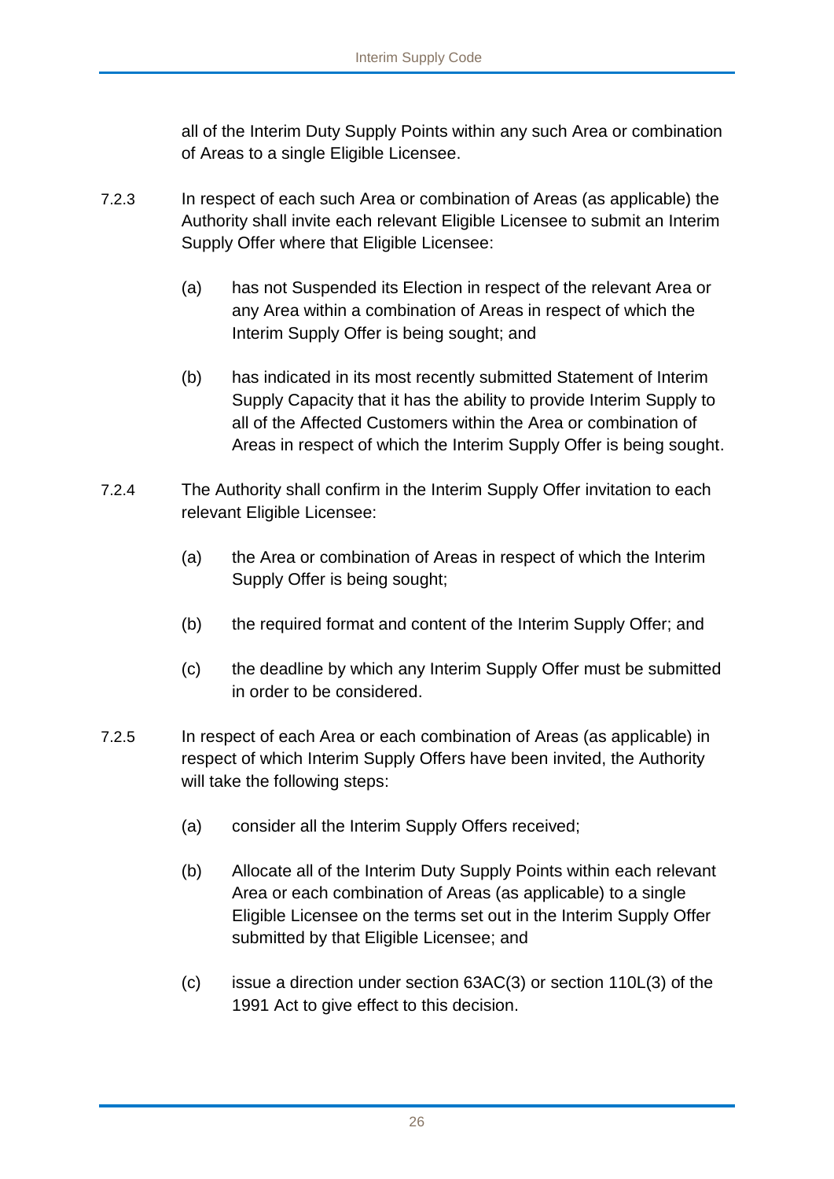all of the Interim Duty Supply Points within any such Area or combination of Areas to a single Eligible Licensee.

7.2.3 In respect of each such Area or combination of Areas (as applicable) the Authority shall invite each relevant Eligible Licensee to submit an Interim Supply Offer where that Eligible Licensee:

(a) has not Suspended its Election in respect of the relevant Area or any Area within a combination of Areas in respect of which the Interim Supply Offer is being sought; and

(b) has indicated in its most recently submitted Statement of Interim Supply Capacity that it has the ability to provide Interim Supply to all of the Affected Customers within the Area or combination of Areas in respect of which the Interim Supply Offer is being sought.

7.2.4 The Authority shall confirm in the Interim Supply Offer invitation to each relevant Eligible Licensee:

(a) the Area or combination of Areas in respect of which the Interim Supply Offer is being sought;

(b) the required format and content of the Interim Supply Offer; and

(c) the deadline by which any Interim Supply Offer must be submitted in order to be considered.

7.2.5 In respect of each Area or each combination of Areas (as applicable) in respect of which Interim Supply Offers have been invited, the Authority will take the following steps:

(a) consider all the Interim Supply Offers received;

(b) Allocate all of the Interim Duty Supply Points within each relevant Area or each combination of Areas (as applicable) to a single Eligible Licensee on the terms set out in the Interim Supply Offer submitted by that Eligible Licensee; and

(c) issue a direction under section 63AC(3) or section 110L(3) of the 1991 Act to give effect to this decision.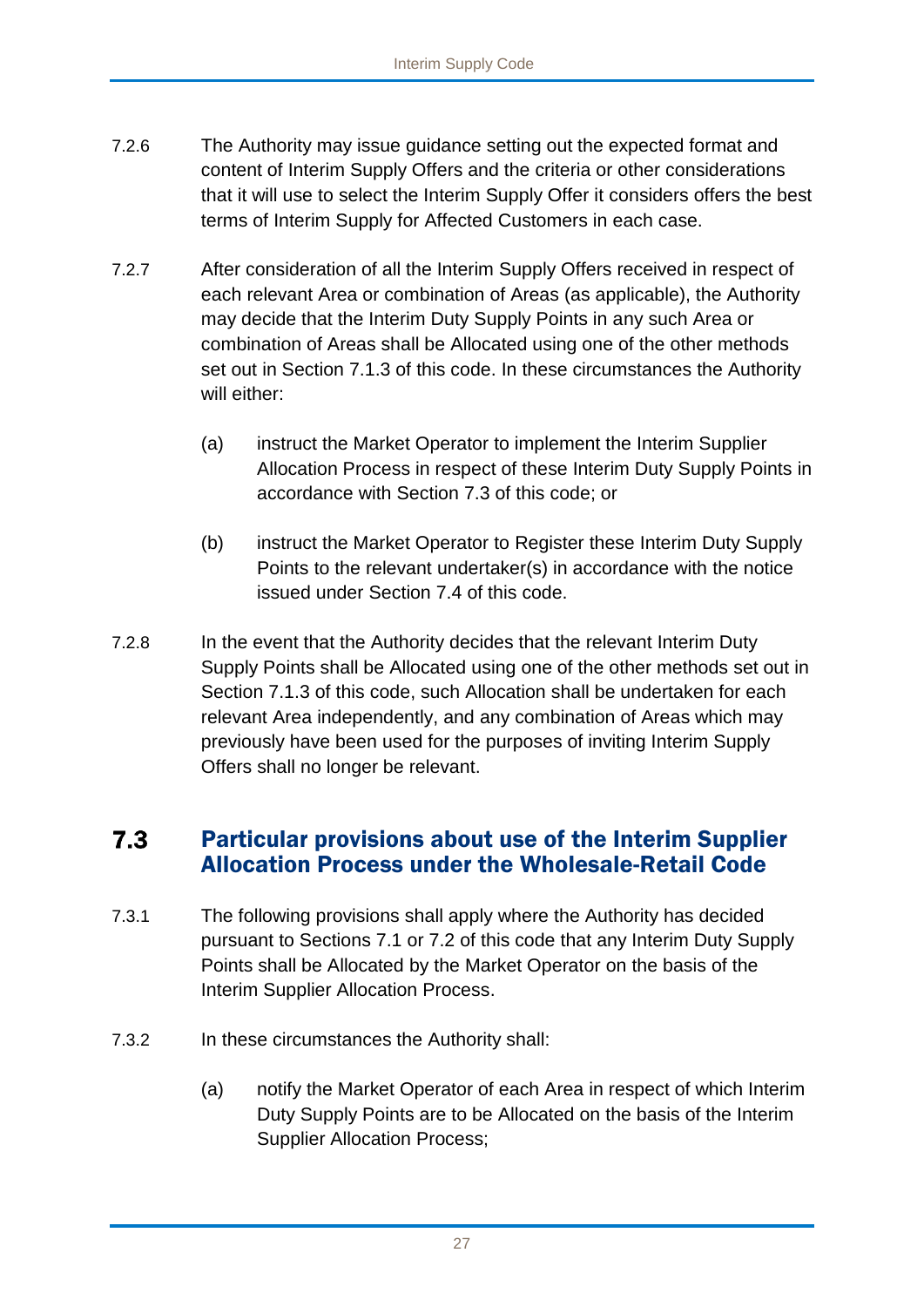7.2.6 The Authority may issue guidance setting out the expected format and content of Interim Supply Offers and the criteria or other considerations that it will use to select the Interim Supply Offer it considers offers the best terms of Interim Supply for Affected Customers in each case.

7.2.7 After consideration of all the Interim Supply Offers received in respect of each relevant Area or combination of Areas (as applicable), the Authority may decide that the Interim Duty Supply Points in any such Area or combination of Areas shall be Allocated using one of the other methods set out in Section 7.1.3 of this code. In these circumstances the Authority will either:

(a) instruct the Market Operator to implement the Interim Supplier Allocation Process in respect of these Interim Duty Supply Points in accordance with Section 7.3 of this code; or

(b) instruct the Market Operator to Register these Interim Duty Supply Points to the relevant undertaker(s) in accordance with the notice issued under Section 7.4 of this code.

7.2.8 In the event that the Authority decides that the relevant Interim Duty Supply Points shall be Allocated using one of the other methods set out in Section 7.1.3 of this code, such Allocation shall be undertaken for each relevant Area independently, and any combination of Areas which may previously have been used for the purposes of inviting Interim Supply Offers shall no longer be relevant.

## 7.3 Particular provisions about use of the Interim Supplier Allocation Process under the Wholesale-Retail Code

7.3.1 The following provisions shall apply where the Authority has decided pursuant to Sections 7.1 or 7.2 of this code that any Interim Duty Supply Points shall be Allocated by the Market Operator on the basis of the Interim Supplier Allocation Process.

7.3.2 In these circumstances the Authority shall:

(a) notify the Market Operator of each Area in respect of which Interim Duty Supply Points are to be Allocated on the basis of the Interim Supplier Allocation Process;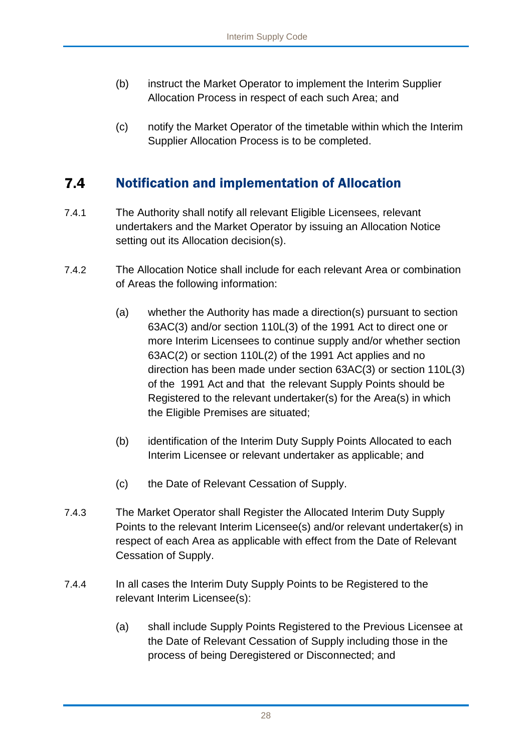(b) instruct the Market Operator to implement the Interim Supplier Allocation Process in respect of each such Area; and

(c) notify the Market Operator of the timetable within which the Interim Supplier Allocation Process is to be completed.

## 7.4 Notification and implementation of Allocation

7.4.1 The Authority shall notify all relevant Eligible Licensees, relevant undertakers and the Market Operator by issuing an Allocation Notice setting out its Allocation decision(s).

7.4.2 The Allocation Notice shall include for each relevant Area or combination of Areas the following information:

(a) whether the Authority has made a direction(s) pursuant to section 63AC(3) and/or section 110L(3) of the 1991 Act to direct one or more Interim Licensees to continue supply and/or whether section 63AC(2) or section 110L(2) of the 1991 Act applies and no direction has been made under section 63AC(3) or section 110L(3) of the 1991 Act and that the relevant Supply Points should be Registered to the relevant undertaker(s) for the Area(s) in which the Eligible Premises are situated;

(b) identification of the Interim Duty Supply Points Allocated to each Interim Licensee or relevant undertaker as applicable; and

(c) the Date of Relevant Cessation of Supply.

7.4.3 The Market Operator shall Register the Allocated Interim Duty Supply Points to the relevant Interim Licensee(s) and/or relevant undertaker(s) in respect of each Area as applicable with effect from the Date of Relevant Cessation of Supply.

7.4.4 In all cases the Interim Duty Supply Points to be Registered to the relevant Interim Licensee(s):

(a) shall include Supply Points Registered to the Previous Licensee at the Date of Relevant Cessation of Supply including those in the process of being Deregistered or Disconnected; and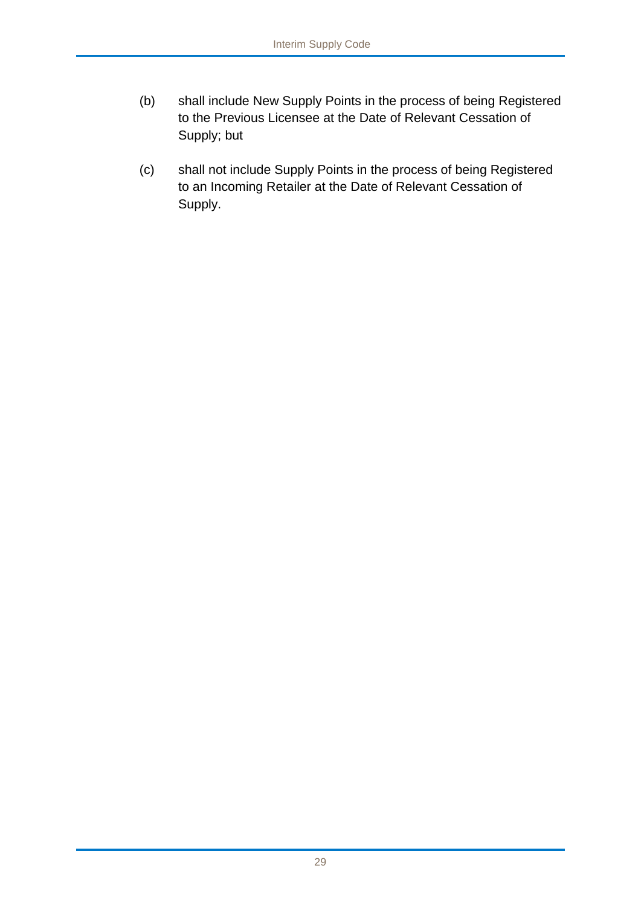(b) shall include New Supply Points in the process of being Registered to the Previous Licensee at the Date of Relevant Cessation of Supply; but

(c) shall not include Supply Points in the process of being Registered to an Incoming Retailer at the Date of Relevant Cessation of Supply.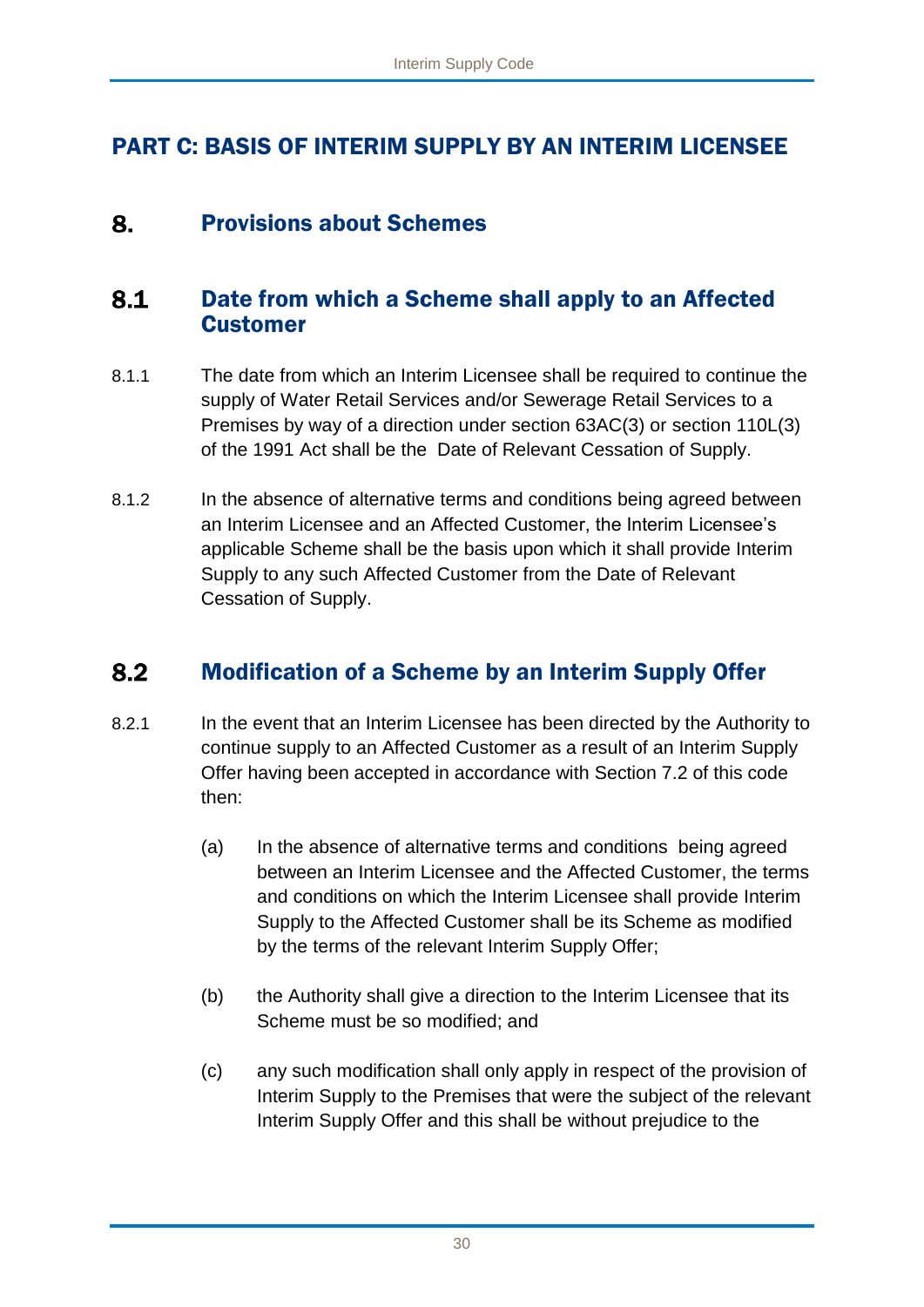# PART C: BASIS OF INTERIM SUPPLY BY AN INTERIM LICENSEE

## 8. Provisions about Schemes

### 8.1 Date from which a Scheme shall apply to an Affected Customer

8.1.1 The date from which an Interim Licensee shall be required to continue the supply of Water Retail Services and/or Sewerage Retail Services to a Premises by way of a direction under section 63AC(3) or section 110L(3) of the 1991 Act shall be the Date of Relevant Cessation of Supply.

8.1.2 In the absence of alternative terms and conditions being agreed between an Interim Licensee and an Affected Customer, the Interim Licensee's applicable Scheme shall be the basis upon which it shall provide Interim Supply to any such Affected Customer from the Date of Relevant Cessation of Supply.

### 8.2 Modification of a Scheme by an Interim Supply Offer

8.2.1 In the event that an Interim Licensee has been directed by the Authority to continue supply to an Affected Customer as a result of an Interim Supply Offer having been accepted in accordance with Section 7.2 of this code then:

(a) In the absence of alternative terms and conditions being agreed between an Interim Licensee and the Affected Customer, the terms and conditions on which the Interim Licensee shall provide Interim Supply to the Affected Customer shall be its Scheme as modified by the terms of the relevant Interim Supply Offer;

(b) the Authority shall give a direction to the Interim Licensee that its Scheme must be so modified; and

(c) any such modification shall only apply in respect of the provision of Interim Supply to the Premises that were the subject of the relevant Interim Supply Offer and this shall be without prejudice to the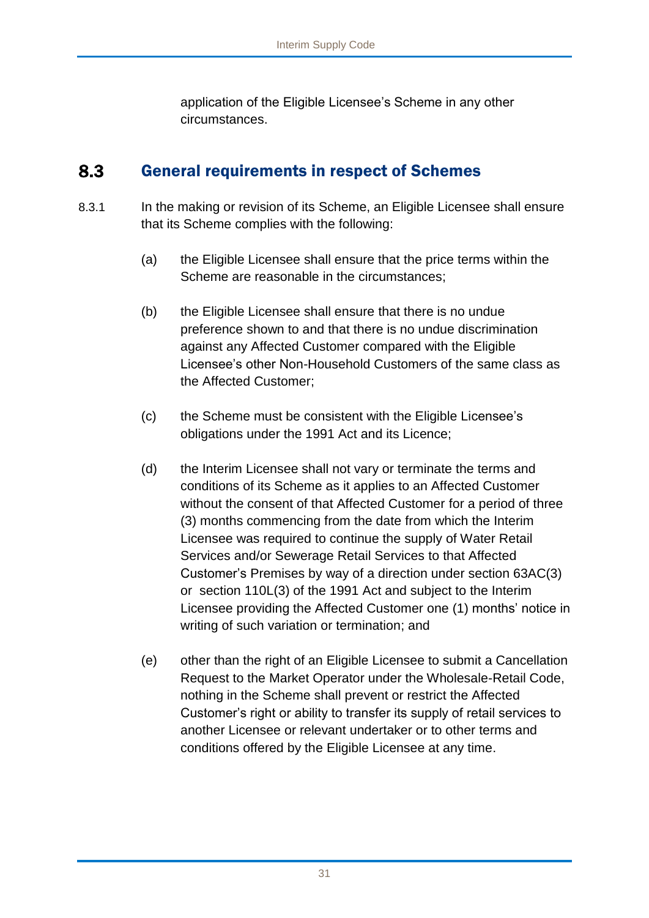application of the Eligible Licensee's Scheme in any other circumstances.

## 8.3 General requirements in respect of Schemes

8.3.1 In the making or revision of its Scheme, an Eligible Licensee shall ensure that its Scheme complies with the following:

(a) the Eligible Licensee shall ensure that the price terms within the Scheme are reasonable in the circumstances;

(b) the Eligible Licensee shall ensure that there is no undue preference shown to and that there is no undue discrimination against any Affected Customer compared with the Eligible Licensee's other Non-Household Customers of the same class as the Affected Customer;

(c) the Scheme must be consistent with the Eligible Licensee's obligations under the 1991 Act and its Licence;

(d) the Interim Licensee shall not vary or terminate the terms and conditions of its Scheme as it applies to an Affected Customer without the consent of that Affected Customer for a period of three (3) months commencing from the date from which the Interim Licensee was required to continue the supply of Water Retail Services and/or Sewerage Retail Services to that Affected Customer's Premises by way of a direction under section 63AC(3) or section 110L(3) of the 1991 Act and subject to the Interim Licensee providing the Affected Customer one (1) months' notice in writing of such variation or termination; and

(e) other than the right of an Eligible Licensee to submit a Cancellation Request to the Market Operator under the Wholesale-Retail Code, nothing in the Scheme shall prevent or restrict the Affected Customer's right or ability to transfer its supply of retail services to another Licensee or relevant undertaker or to other terms and conditions offered by the Eligible Licensee at any time.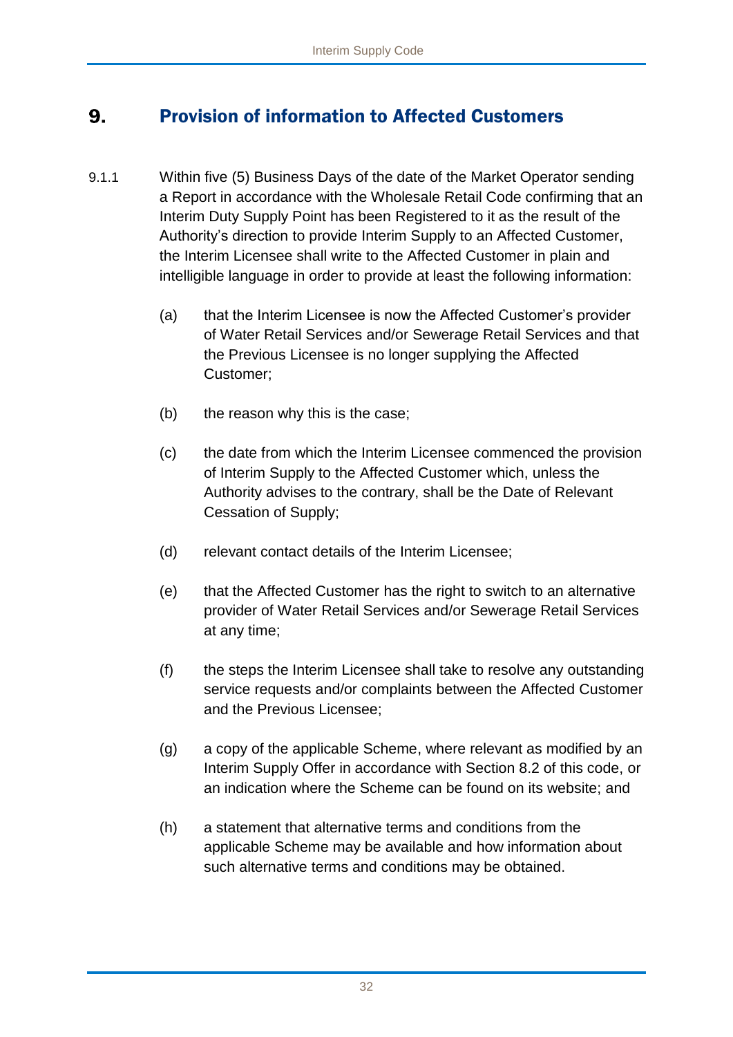# 9. Provision of information to Affected Customers

9.1.1 Within five (5) Business Days of the date of the Market Operator sending a Report in accordance with the Wholesale Retail Code confirming that an Interim Duty Supply Point has been Registered to it as the result of the Authority's direction to provide Interim Supply to an Affected Customer, the Interim Licensee shall write to the Affected Customer in plain and intelligible language in order to provide at least the following information:

(a) that the Interim Licensee is now the Affected Customer's provider of Water Retail Services and/or Sewerage Retail Services and that the Previous Licensee is no longer supplying the Affected Customer;

(b) the reason why this is the case;

(c) the date from which the Interim Licensee commenced the provision of Interim Supply to the Affected Customer which, unless the Authority advises to the contrary, shall be the Date of Relevant Cessation of Supply;

(d) relevant contact details of the Interim Licensee;

(e) that the Affected Customer has the right to switch to an alternative provider of Water Retail Services and/or Sewerage Retail Services at any time;

(f) the steps the Interim Licensee shall take to resolve any outstanding service requests and/or complaints between the Affected Customer and the Previous Licensee;

(g) a copy of the applicable Scheme, where relevant as modified by an Interim Supply Offer in accordance with Section 8.2 of this code, or an indication where the Scheme can be found on its website; and

(h) a statement that alternative terms and conditions from the applicable Scheme may be available and how information about such alternative terms and conditions may be obtained.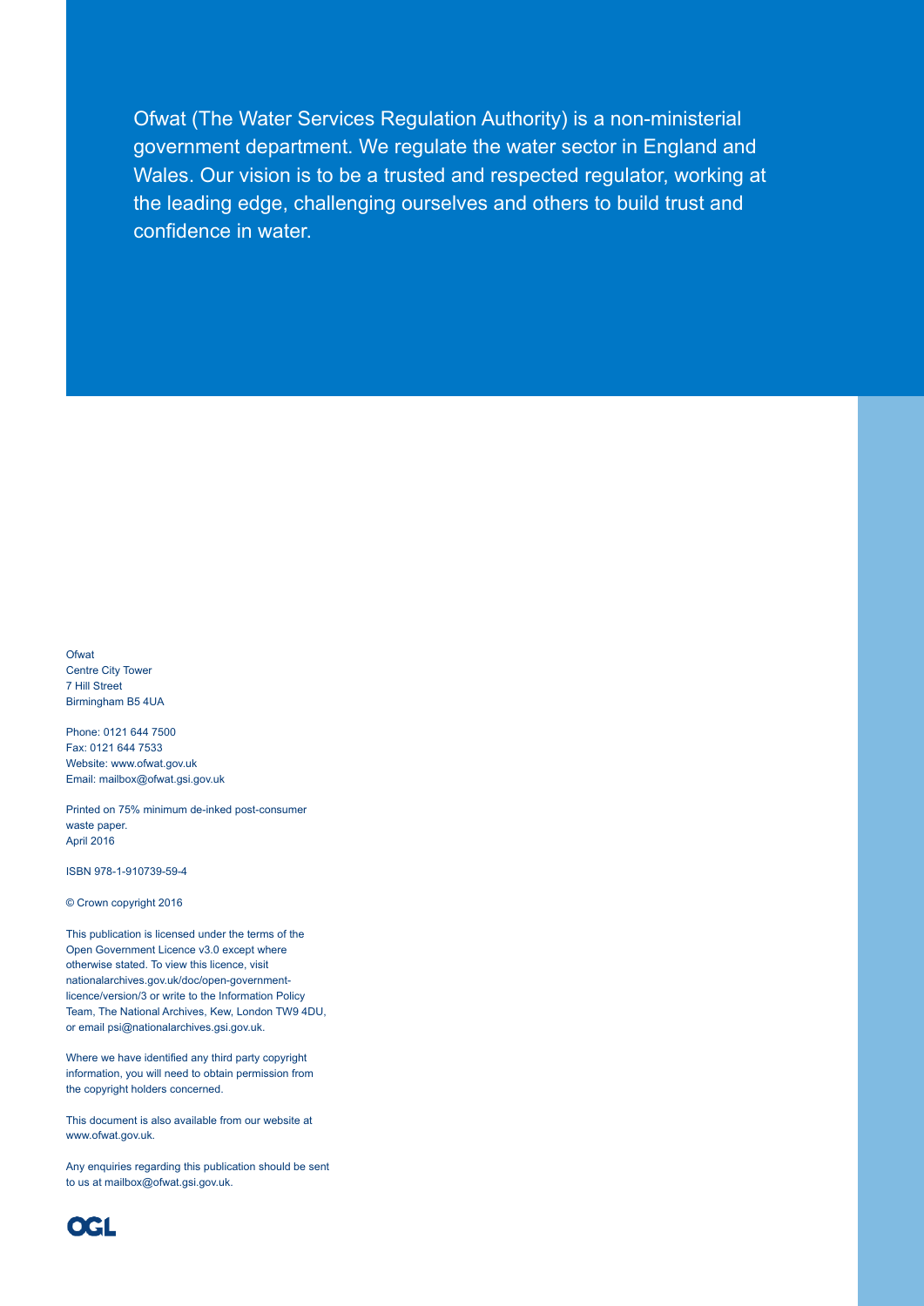Ofwat (The Water Services Regulation Authority) is a non-ministerial government department. We regulate the water sector in England and Wales. Our vision is to be a trusted and respected regulator, working at the leading edge, challenging ourselves and others to build trust and confidence in water.

Ofwat
Centre City Tower
7 Hill Street
Birmingham B5 4UA

Phone: 0121 644 7500
Fax: 0121 644 7533
Website: www.ofwat.gov.uk
Email: mailbox@ofwat.gsi.gov.uk

Printed on 75% minimum de-inked post-consumer waste paper.
April 2016

ISBN 978-1-910739-59-4

© Crown copyright 2016

This publication is licensed under the terms of the Open Government Licence v3.0 except where otherwise stated. To view this licence, visit nationalarchives.gov.uk/doc/open-government-licence/version/3 or write to the Information Policy Team, The National Archives, Kew, London TW9 4DU, or email psi@nationalarchives.gsi.gov.uk.

Where we have identified any third party copyright information, you will need to obtain permission from the copyright holders concerned.

This document is also available from our website at www.ofwat.gov.uk.

Any enquiries regarding this publication should be sent to us at mailbox@ofwat.gsi.gov.uk.

OGL